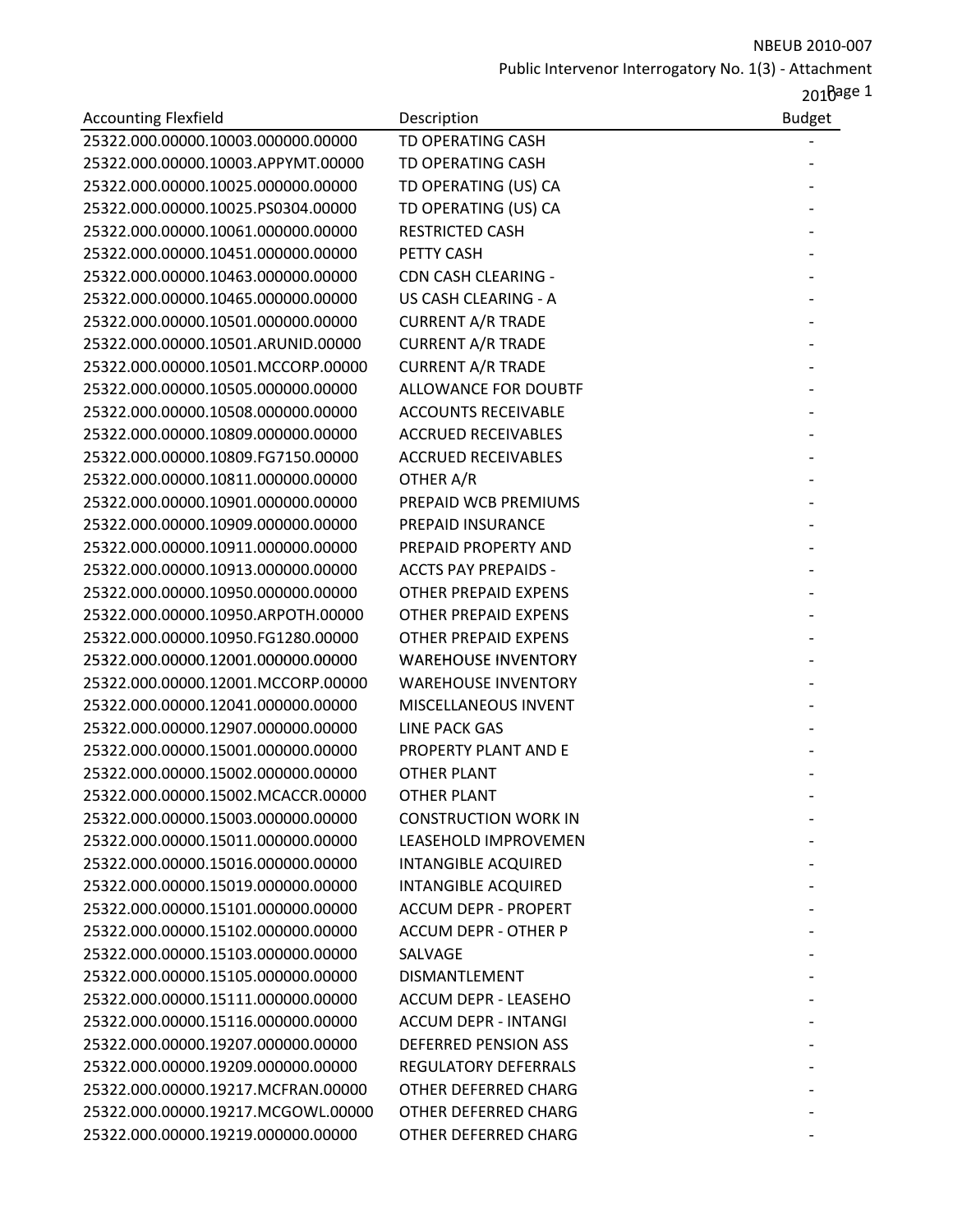NBEUB 2010-007

Public Intervenor Interrogatory No. 1(3) - Attachment

| Accounting Flexfield | Description | 2010 Budget |
|---|---|---|
| 25322.000.00000.10003.000000.00000 | TD OPERATING CASH | - |
| 25322.000.00000.10003.APPYMT.00000 | TD OPERATING CASH | - |
| 25322.000.00000.10025.000000.00000 | TD OPERATING (US) CA | - |
| 25322.000.00000.10025.PS0304.00000 | TD OPERATING (US) CA | - |
| 25322.000.00000.10061.000000.00000 | RESTRICTED CASH | - |
| 25322.000.00000.10451.000000.00000 | PETTY CASH | - |
| 25322.000.00000.10463.000000.00000 | CDN CASH CLEARING - | - |
| 25322.000.00000.10465.000000.00000 | US CASH CLEARING - A | - |
| 25322.000.00000.10501.000000.00000 | CURRENT A/R TRADE | - |
| 25322.000.00000.10501.ARUNID.00000 | CURRENT A/R TRADE | - |
| 25322.000.00000.10501.MCCORP.00000 | CURRENT A/R TRADE | - |
| 25322.000.00000.10505.000000.00000 | ALLOWANCE FOR DOUBTF | - |
| 25322.000.00000.10508.000000.00000 | ACCOUNTS RECEIVABLE | - |
| 25322.000.00000.10809.000000.00000 | ACCRUED RECEIVABLES | - |
| 25322.000.00000.10809.FG7150.00000 | ACCRUED RECEIVABLES | - |
| 25322.000.00000.10811.000000.00000 | OTHER A/R | - |
| 25322.000.00000.10901.000000.00000 | PREPAID WCB PREMIUMS | - |
| 25322.000.00000.10909.000000.00000 | PREPAID INSURANCE | - |
| 25322.000.00000.10911.000000.00000 | PREPAID PROPERTY AND | - |
| 25322.000.00000.10913.000000.00000 | ACCTS PAY PREPAIDS - | - |
| 25322.000.00000.10950.000000.00000 | OTHER PREPAID EXPENS | - |
| 25322.000.00000.10950.ARPOTH.00000 | OTHER PREPAID EXPENS | - |
| 25322.000.00000.10950.FG1280.00000 | OTHER PREPAID EXPENS | - |
| 25322.000.00000.12001.000000.00000 | WAREHOUSE INVENTORY | - |
| 25322.000.00000.12001.MCCORP.00000 | WAREHOUSE INVENTORY | - |
| 25322.000.00000.12041.000000.00000 | MISCELLANEOUS INVENT | - |
| 25322.000.00000.12907.000000.00000 | LINE PACK GAS | - |
| 25322.000.00000.15001.000000.00000 | PROPERTY PLANT AND E | - |
| 25322.000.00000.15002.000000.00000 | OTHER PLANT | - |
| 25322.000.00000.15002.MCACCR.00000 | OTHER PLANT | - |
| 25322.000.00000.15003.000000.00000 | CONSTRUCTION WORK IN | - |
| 25322.000.00000.15011.000000.00000 | LEASEHOLD IMPROVEMEN | - |
| 25322.000.00000.15016.000000.00000 | INTANGIBLE ACQUIRED | - |
| 25322.000.00000.15019.000000.00000 | INTANGIBLE ACQUIRED | - |
| 25322.000.00000.15101.000000.00000 | ACCUM DEPR - PROPERT | - |
| 25322.000.00000.15102.000000.00000 | ACCUM DEPR - OTHER P | - |
| 25322.000.00000.15103.000000.00000 | SALVAGE | - |
| 25322.000.00000.15105.000000.00000 | DISMANTLEMENT | - |
| 25322.000.00000.15111.000000.00000 | ACCUM DEPR - LEASEHO | - |
| 25322.000.00000.15116.000000.00000 | ACCUM DEPR - INTANGI | - |
| 25322.000.00000.19207.000000.00000 | DEFERRED PENSION ASS | - |
| 25322.000.00000.19209.000000.00000 | REGULATORY DEFERRALS | - |
| 25322.000.00000.19217.MCFRAN.00000 | OTHER DEFERRED CHARG | - |
| 25322.000.00000.19217.MCGOWL.00000 | OTHER DEFERRED CHARG | - |
| 25322.000.00000.19219.000000.00000 | OTHER DEFERRED CHARG | - |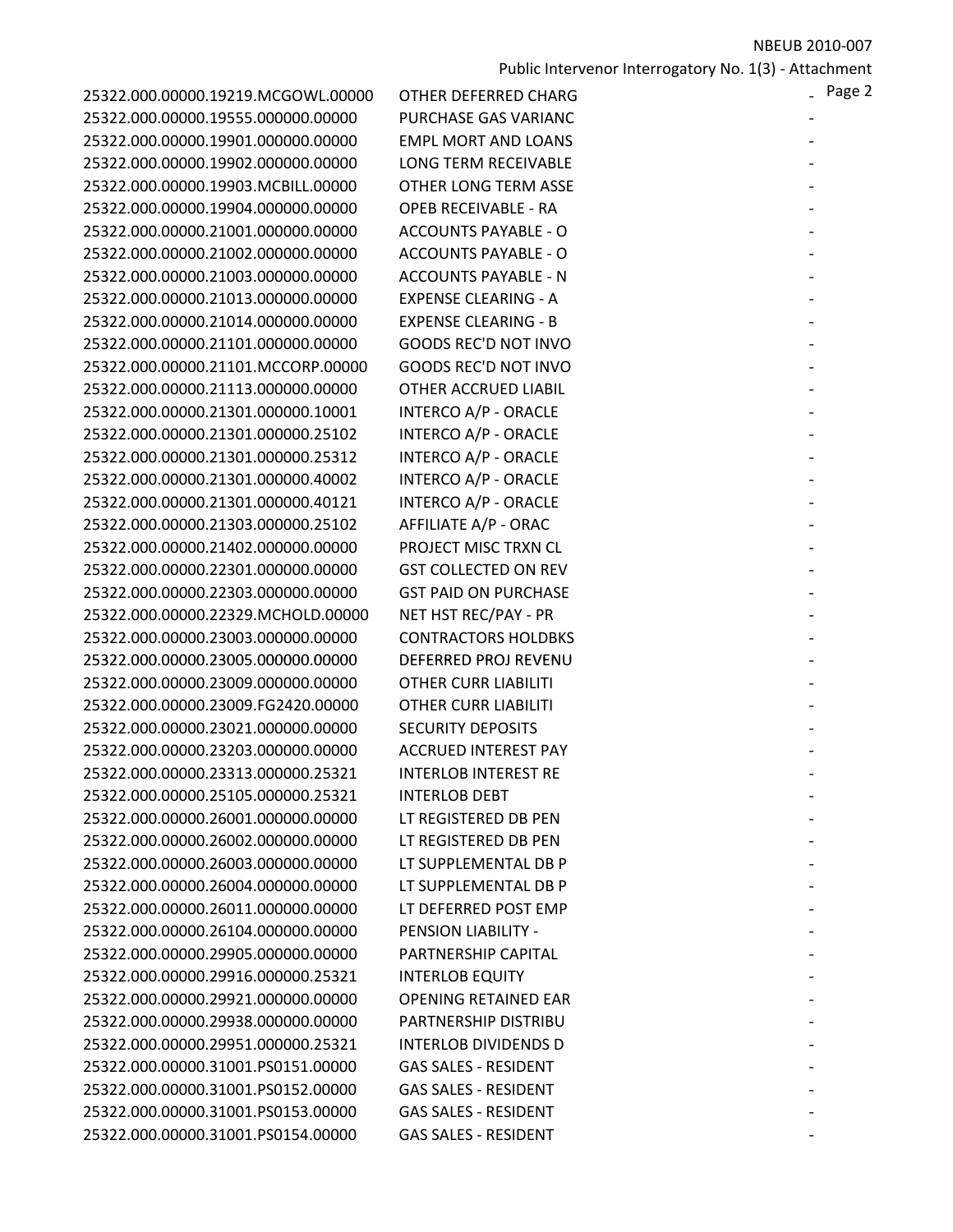| | | |
|---|---|---|
| 25322.000.00000.19219.MCGOWL.00000 | OTHER DEFERRED CHARG | - |
| 25322.000.00000.19555.000000.00000 | PURCHASE GAS VARIANC | - |
| 25322.000.00000.19901.000000.00000 | EMPL MORT AND LOANS | - |
| 25322.000.00000.19902.000000.00000 | LONG TERM RECEIVABLE | - |
| 25322.000.00000.19903.MCBILL.00000 | OTHER LONG TERM ASSE | - |
| 25322.000.00000.19904.000000.00000 | OPEB RECEIVABLE - RA | - |
| 25322.000.00000.21001.000000.00000 | ACCOUNTS PAYABLE - O | - |
| 25322.000.00000.21002.000000.00000 | ACCOUNTS PAYABLE - O | - |
| 25322.000.00000.21003.000000.00000 | ACCOUNTS PAYABLE - N | - |
| 25322.000.00000.21013.000000.00000 | EXPENSE CLEARING - A | - |
| 25322.000.00000.21014.000000.00000 | EXPENSE CLEARING - B | - |
| 25322.000.00000.21101.000000.00000 | GOODS REC'D NOT INVO | - |
| 25322.000.00000.21101.MCCORP.00000 | GOODS REC'D NOT INVO | - |
| 25322.000.00000.21113.000000.00000 | OTHER ACCRUED LIABIL | - |
| 25322.000.00000.21301.000000.10001 | INTERCO A/P - ORACLE | - |
| 25322.000.00000.21301.000000.25102 | INTERCO A/P - ORACLE | - |
| 25322.000.00000.21301.000000.25312 | INTERCO A/P - ORACLE | - |
| 25322.000.00000.21301.000000.40002 | INTERCO A/P - ORACLE | - |
| 25322.000.00000.21301.000000.40121 | INTERCO A/P - ORACLE | - |
| 25322.000.00000.21303.000000.25102 | AFFILIATE A/P - ORAC | - |
| 25322.000.00000.21402.000000.00000 | PROJECT MISC TRXN CL | - |
| 25322.000.00000.22301.000000.00000 | GST COLLECTED ON REV | - |
| 25322.000.00000.22303.000000.00000 | GST PAID ON PURCHASE | - |
| 25322.000.00000.22329.MCHOLD.00000 | NET HST REC/PAY - PR | - |
| 25322.000.00000.23003.000000.00000 | CONTRACTORS HOLDBKS | - |
| 25322.000.00000.23005.000000.00000 | DEFERRED PROJ REVENU | - |
| 25322.000.00000.23009.000000.00000 | OTHER CURR LIABILITI | - |
| 25322.000.00000.23009.FG2420.00000 | OTHER CURR LIABILITI | - |
| 25322.000.00000.23021.000000.00000 | SECURITY DEPOSITS | - |
| 25322.000.00000.23203.000000.00000 | ACCRUED INTEREST PAY | - |
| 25322.000.00000.23313.000000.25321 | INTERLOB INTEREST RE | - |
| 25322.000.00000.25105.000000.25321 | INTERLOB DEBT | - |
| 25322.000.00000.26001.000000.00000 | LT REGISTERED DB PEN | - |
| 25322.000.00000.26002.000000.00000 | LT REGISTERED DB PEN | - |
| 25322.000.00000.26003.000000.00000 | LT SUPPLEMENTAL DB P | - |
| 25322.000.00000.26004.000000.00000 | LT SUPPLEMENTAL DB P | - |
| 25322.000.00000.26011.000000.00000 | LT DEFERRED POST EMP | - |
| 25322.000.00000.26104.000000.00000 | PENSION LIABILITY - | - |
| 25322.000.00000.29905.000000.00000 | PARTNERSHIP CAPITAL | - |
| 25322.000.00000.29916.000000.25321 | INTERLOB EQUITY | - |
| 25322.000.00000.29921.000000.00000 | OPENING RETAINED EAR | - |
| 25322.000.00000.29938.000000.00000 | PARTNERSHIP DISTRIBU | - |
| 25322.000.00000.29951.000000.25321 | INTERLOB DIVIDENDS D | - |
| 25322.000.00000.31001.PS0151.00000 | GAS SALES - RESIDENT | - |
| 25322.000.00000.31001.PS0152.00000 | GAS SALES - RESIDENT | - |
| 25322.000.00000.31001.PS0153.00000 | GAS SALES - RESIDENT | - |
| 25322.000.00000.31001.PS0154.00000 | GAS SALES - RESIDENT | - |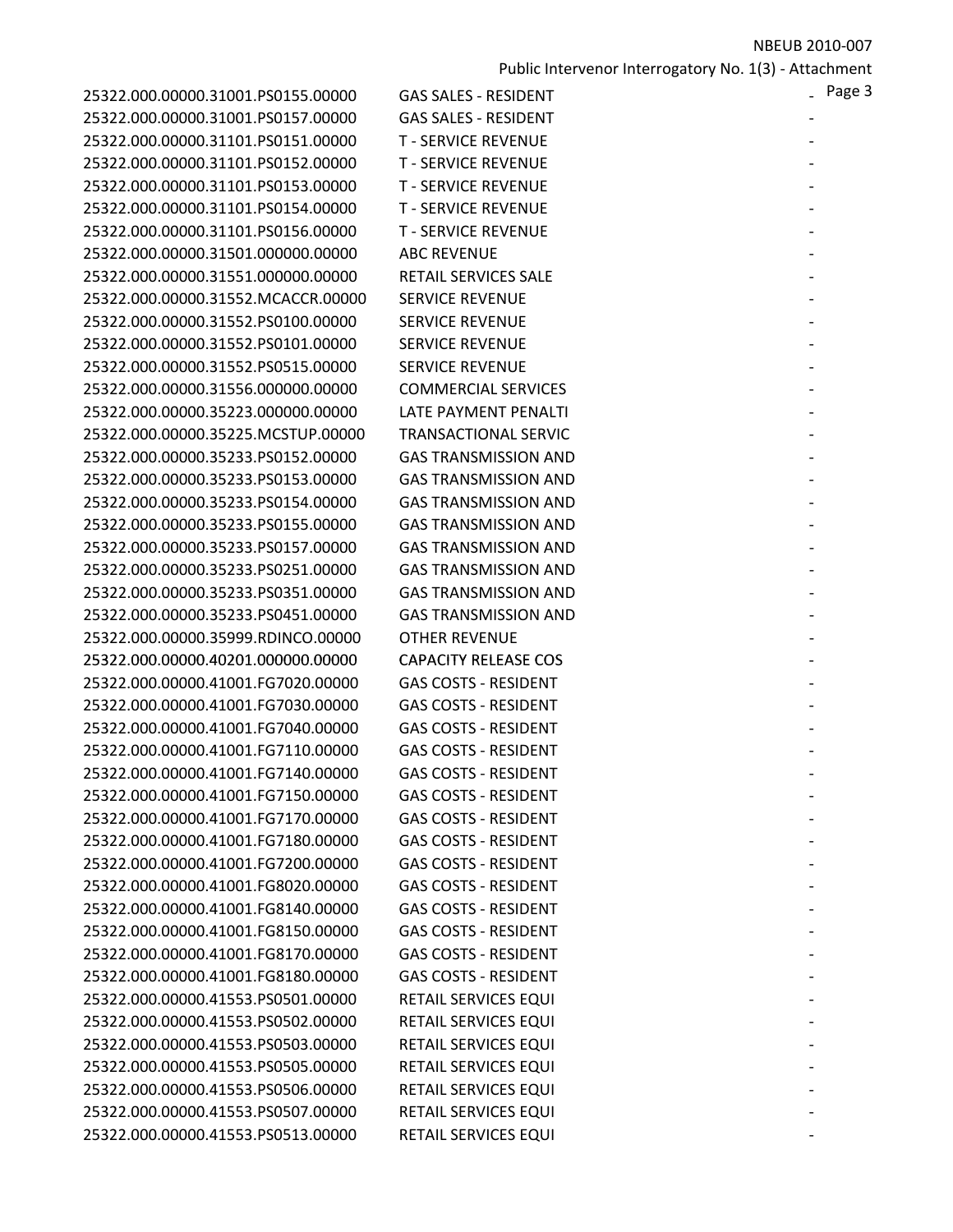| | | |
|---|---|---|
| 25322.000.00000.31001.PS0155.00000 | GAS SALES - RESIDENT | - |
| 25322.000.00000.31001.PS0157.00000 | GAS SALES - RESIDENT | - |
| 25322.000.00000.31101.PS0151.00000 | T - SERVICE REVENUE | - |
| 25322.000.00000.31101.PS0152.00000 | T - SERVICE REVENUE | - |
| 25322.000.00000.31101.PS0153.00000 | T - SERVICE REVENUE | - |
| 25322.000.00000.31101.PS0154.00000 | T - SERVICE REVENUE | - |
| 25322.000.00000.31101.PS0156.00000 | T - SERVICE REVENUE | - |
| 25322.000.00000.31501.000000.00000 | ABC REVENUE | - |
| 25322.000.00000.31551.000000.00000 | RETAIL SERVICES SALE | - |
| 25322.000.00000.31552.MCACCR.00000 | SERVICE REVENUE | - |
| 25322.000.00000.31552.PS0100.00000 | SERVICE REVENUE | - |
| 25322.000.00000.31552.PS0101.00000 | SERVICE REVENUE | - |
| 25322.000.00000.31552.PS0515.00000 | SERVICE REVENUE | - |
| 25322.000.00000.31556.000000.00000 | COMMERCIAL SERVICES | - |
| 25322.000.00000.35223.000000.00000 | LATE PAYMENT PENALTI | - |
| 25322.000.00000.35225.MCSTUP.00000 | TRANSACTIONAL SERVIC | - |
| 25322.000.00000.35233.PS0152.00000 | GAS TRANSMISSION AND | - |
| 25322.000.00000.35233.PS0153.00000 | GAS TRANSMISSION AND | - |
| 25322.000.00000.35233.PS0154.00000 | GAS TRANSMISSION AND | - |
| 25322.000.00000.35233.PS0155.00000 | GAS TRANSMISSION AND | - |
| 25322.000.00000.35233.PS0157.00000 | GAS TRANSMISSION AND | - |
| 25322.000.00000.35233.PS0251.00000 | GAS TRANSMISSION AND | - |
| 25322.000.00000.35233.PS0351.00000 | GAS TRANSMISSION AND | - |
| 25322.000.00000.35233.PS0451.00000 | GAS TRANSMISSION AND | - |
| 25322.000.00000.35999.RDINCO.00000 | OTHER REVENUE | - |
| 25322.000.00000.40201.000000.00000 | CAPACITY RELEASE COS | - |
| 25322.000.00000.41001.FG7020.00000 | GAS COSTS - RESIDENT | - |
| 25322.000.00000.41001.FG7030.00000 | GAS COSTS - RESIDENT | - |
| 25322.000.00000.41001.FG7040.00000 | GAS COSTS - RESIDENT | - |
| 25322.000.00000.41001.FG7110.00000 | GAS COSTS - RESIDENT | - |
| 25322.000.00000.41001.FG7140.00000 | GAS COSTS - RESIDENT | - |
| 25322.000.00000.41001.FG7150.00000 | GAS COSTS - RESIDENT | - |
| 25322.000.00000.41001.FG7170.00000 | GAS COSTS - RESIDENT | - |
| 25322.000.00000.41001.FG7180.00000 | GAS COSTS - RESIDENT | - |
| 25322.000.00000.41001.FG7200.00000 | GAS COSTS - RESIDENT | - |
| 25322.000.00000.41001.FG8020.00000 | GAS COSTS - RESIDENT | - |
| 25322.000.00000.41001.FG8140.00000 | GAS COSTS - RESIDENT | - |
| 25322.000.00000.41001.FG8150.00000 | GAS COSTS - RESIDENT | - |
| 25322.000.00000.41001.FG8170.00000 | GAS COSTS - RESIDENT | - |
| 25322.000.00000.41001.FG8180.00000 | GAS COSTS - RESIDENT | - |
| 25322.000.00000.41553.PS0501.00000 | RETAIL SERVICES EQUI | - |
| 25322.000.00000.41553.PS0502.00000 | RETAIL SERVICES EQUI | - |
| 25322.000.00000.41553.PS0503.00000 | RETAIL SERVICES EQUI | - |
| 25322.000.00000.41553.PS0505.00000 | RETAIL SERVICES EQUI | - |
| 25322.000.00000.41553.PS0506.00000 | RETAIL SERVICES EQUI | - |
| 25322.000.00000.41553.PS0507.00000 | RETAIL SERVICES EQUI | - |
| 25322.000.00000.41553.PS0513.00000 | RETAIL SERVICES EQUI | - |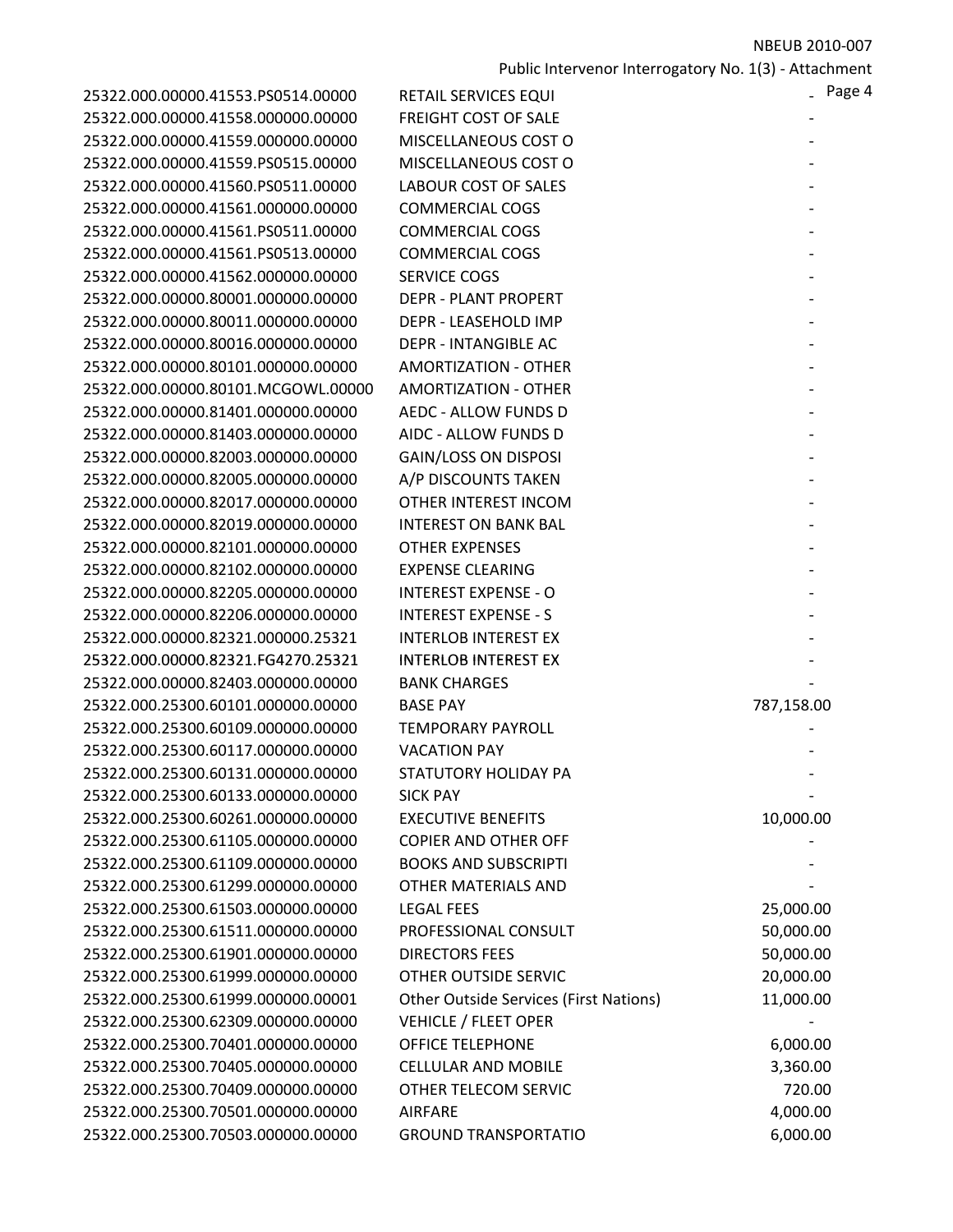| | | |
|---|---|---|
| 25322.000.00000.41553.PS0514.00000 | RETAIL SERVICES EQUI | - |
| 25322.000.00000.41558.000000.00000 | FREIGHT COST OF SALE | - |
| 25322.000.00000.41559.000000.00000 | MISCELLANEOUS COST O | - |
| 25322.000.00000.41559.PS0515.00000 | MISCELLANEOUS COST O | - |
| 25322.000.00000.41560.PS0511.00000 | LABOUR COST OF SALES | - |
| 25322.000.00000.41561.000000.00000 | COMMERCIAL COGS | - |
| 25322.000.00000.41561.PS0511.00000 | COMMERCIAL COGS | - |
| 25322.000.00000.41561.PS0513.00000 | COMMERCIAL COGS | - |
| 25322.000.00000.41562.000000.00000 | SERVICE COGS | - |
| 25322.000.00000.80001.000000.00000 | DEPR - PLANT PROPERT | - |
| 25322.000.00000.80011.000000.00000 | DEPR - LEASEHOLD IMP | - |
| 25322.000.00000.80016.000000.00000 | DEPR - INTANGIBLE AC | - |
| 25322.000.00000.80101.000000.00000 | AMORTIZATION - OTHER | - |
| 25322.000.00000.80101.MCGOWL.00000 | AMORTIZATION - OTHER | - |
| 25322.000.00000.81401.000000.00000 | AEDC - ALLOW FUNDS D | - |
| 25322.000.00000.81403.000000.00000 | AIDC - ALLOW FUNDS D | - |
| 25322.000.00000.82003.000000.00000 | GAIN/LOSS ON DISPOSI | - |
| 25322.000.00000.82005.000000.00000 | A/P DISCOUNTS TAKEN | - |
| 25322.000.00000.82017.000000.00000 | OTHER INTEREST INCOM | - |
| 25322.000.00000.82019.000000.00000 | INTEREST ON BANK BAL | - |
| 25322.000.00000.82101.000000.00000 | OTHER EXPENSES | - |
| 25322.000.00000.82102.000000.00000 | EXPENSE CLEARING | - |
| 25322.000.00000.82205.000000.00000 | INTEREST EXPENSE - O | - |
| 25322.000.00000.82206.000000.00000 | INTEREST EXPENSE - S | - |
| 25322.000.00000.82321.000000.25321 | INTERLOB INTEREST EX | - |
| 25322.000.00000.82321.FG4270.25321 | INTERLOB INTEREST EX | - |
| 25322.000.00000.82403.000000.00000 | BANK CHARGES | - |
| 25322.000.25300.60101.000000.00000 | BASE PAY | 787,158.00 |
| 25322.000.25300.60109.000000.00000 | TEMPORARY PAYROLL | - |
| 25322.000.25300.60117.000000.00000 | VACATION PAY | - |
| 25322.000.25300.60131.000000.00000 | STATUTORY HOLIDAY PA | - |
| 25322.000.25300.60133.000000.00000 | SICK PAY | - |
| 25322.000.25300.60261.000000.00000 | EXECUTIVE BENEFITS | 10,000.00 |
| 25322.000.25300.61105.000000.00000 | COPIER AND OTHER OFF | - |
| 25322.000.25300.61109.000000.00000 | BOOKS AND SUBSCRIPTI | - |
| 25322.000.25300.61299.000000.00000 | OTHER MATERIALS AND | - |
| 25322.000.25300.61503.000000.00000 | LEGAL FEES | 25,000.00 |
| 25322.000.25300.61511.000000.00000 | PROFESSIONAL CONSULT | 50,000.00 |
| 25322.000.25300.61901.000000.00000 | DIRECTORS FEES | 50,000.00 |
| 25322.000.25300.61999.000000.00000 | OTHER OUTSIDE SERVIC | 20,000.00 |
| 25322.000.25300.61999.000000.00001 | Other Outside Services (First Nations) | 11,000.00 |
| 25322.000.25300.62309.000000.00000 | VEHICLE / FLEET OPER | - |
| 25322.000.25300.70401.000000.00000 | OFFICE TELEPHONE | 6,000.00 |
| 25322.000.25300.70405.000000.00000 | CELLULAR AND MOBILE | 3,360.00 |
| 25322.000.25300.70409.000000.00000 | OTHER TELECOM SERVIC | 720.00 |
| 25322.000.25300.70501.000000.00000 | AIRFARE | 4,000.00 |
| 25322.000.25300.70503.000000.00000 | GROUND TRANSPORTATIO | 6,000.00 |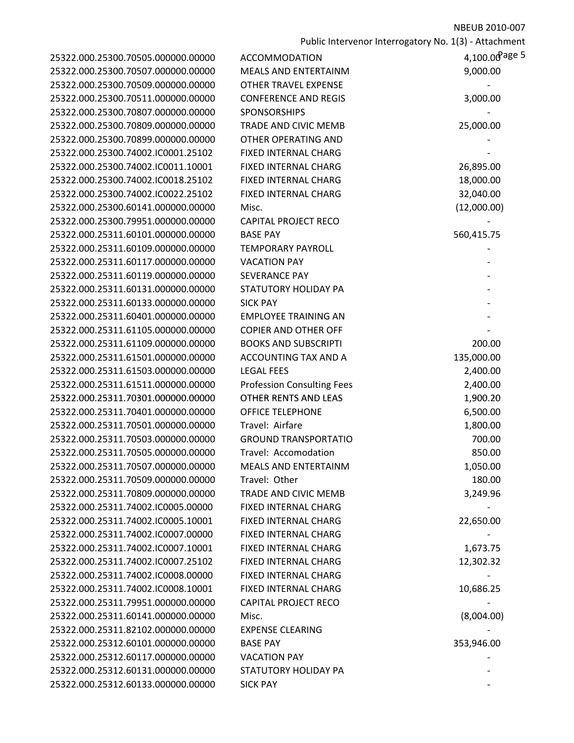| | | |
|---|---|---|
| 25322.000.25300.70505.000000.00000 | ACCOMMODATION | 4,100.00 |
| 25322.000.25300.70507.000000.00000 | MEALS AND ENTERTAINM | 9,000.00 |
| 25322.000.25300.70509.000000.00000 | OTHER TRAVEL EXPENSE | - |
| 25322.000.25300.70511.000000.00000 | CONFERENCE AND REGIS | 3,000.00 |
| 25322.000.25300.70807.000000.00000 | SPONSORSHIPS | - |
| 25322.000.25300.70809.000000.00000 | TRADE AND CIVIC MEMB | 25,000.00 |
| 25322.000.25300.70899.000000.00000 | OTHER OPERATING AND | - |
| 25322.000.25300.74002.IC0001.25102 | FIXED INTERNAL CHARG | - |
| 25322.000.25300.74002.IC0011.10001 | FIXED INTERNAL CHARG | 26,895.00 |
| 25322.000.25300.74002.IC0018.25102 | FIXED INTERNAL CHARG | 18,000.00 |
| 25322.000.25300.74002.IC0022.25102 | FIXED INTERNAL CHARG | 32,040.00 |
| 25322.000.25300.60141.000000.00000 | Misc. | (12,000.00) |
| 25322.000.25300.79951.000000.00000 | CAPITAL PROJECT RECO | - |
| 25322.000.25311.60101.000000.00000 | BASE PAY | 560,415.75 |
| 25322.000.25311.60109.000000.00000 | TEMPORARY PAYROLL | - |
| 25322.000.25311.60117.000000.00000 | VACATION PAY | - |
| 25322.000.25311.60119.000000.00000 | SEVERANCE PAY | - |
| 25322.000.25311.60131.000000.00000 | STATUTORY HOLIDAY PA | - |
| 25322.000.25311.60133.000000.00000 | SICK PAY | - |
| 25322.000.25311.60401.000000.00000 | EMPLOYEE TRAINING AN | - |
| 25322.000.25311.61105.000000.00000 | COPIER AND OTHER OFF | - |
| 25322.000.25311.61109.000000.00000 | BOOKS AND SUBSCRIPTI | 200.00 |
| 25322.000.25311.61501.000000.00000 | ACCOUNTING TAX AND A | 135,000.00 |
| 25322.000.25311.61503.000000.00000 | LEGAL FEES | 2,400.00 |
| 25322.000.25311.61511.000000.00000 | Profession Consulting Fees | 2,400.00 |
| 25322.000.25311.70301.000000.00000 | OTHER RENTS AND LEAS | 1,900.20 |
| 25322.000.25311.70401.000000.00000 | OFFICE TELEPHONE | 6,500.00 |
| 25322.000.25311.70501.000000.00000 | Travel: Airfare | 1,800.00 |
| 25322.000.25311.70503.000000.00000 | GROUND TRANSPORTATIO | 700.00 |
| 25322.000.25311.70505.000000.00000 | Travel: Accomodation | 850.00 |
| 25322.000.25311.70507.000000.00000 | MEALS AND ENTERTAINM | 1,050.00 |
| 25322.000.25311.70509.000000.00000 | Travel: Other | 180.00 |
| 25322.000.25311.70809.000000.00000 | TRADE AND CIVIC MEMB | 3,249.96 |
| 25322.000.25311.74002.IC0005.00000 | FIXED INTERNAL CHARG | - |
| 25322.000.25311.74002.IC0005.10001 | FIXED INTERNAL CHARG | 22,650.00 |
| 25322.000.25311.74002.IC0007.00000 | FIXED INTERNAL CHARG | - |
| 25322.000.25311.74002.IC0007.10001 | FIXED INTERNAL CHARG | 1,673.75 |
| 25322.000.25311.74002.IC0007.25102 | FIXED INTERNAL CHARG | 12,302.32 |
| 25322.000.25311.74002.IC0008.00000 | FIXED INTERNAL CHARG | - |
| 25322.000.25311.74002.IC0008.10001 | FIXED INTERNAL CHARG | 10,686.25 |
| 25322.000.25311.79951.000000.00000 | CAPITAL PROJECT RECO | - |
| 25322.000.25311.60141.000000.00000 | Misc. | (8,004.00) |
| 25322.000.25311.82102.000000.00000 | EXPENSE CLEARING | - |
| 25322.000.25312.60101.000000.00000 | BASE PAY | 353,946.00 |
| 25322.000.25312.60117.000000.00000 | VACATION PAY | - |
| 25322.000.25312.60131.000000.00000 | STATUTORY HOLIDAY PA | - |
| 25322.000.25312.60133.000000.00000 | SICK PAY | - |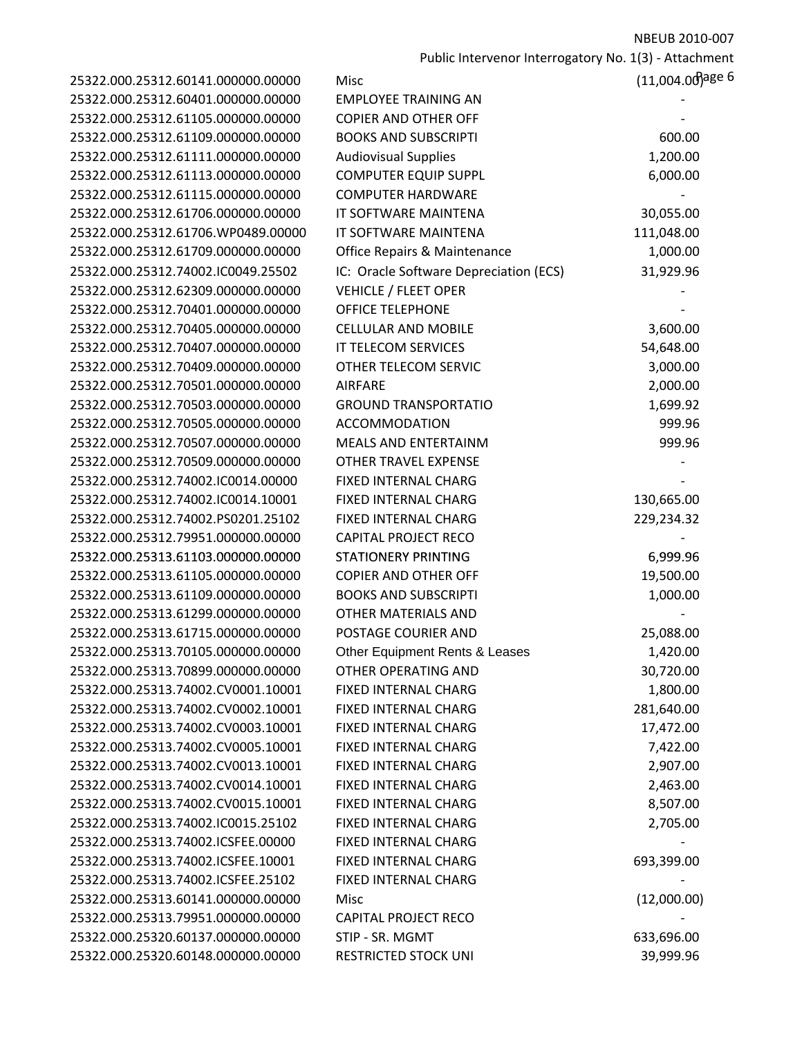| | | |
|---|---|---|
| 25322.000.25312.60141.000000.00000 | Misc | (11,004.00) |
| 25322.000.25312.60401.000000.00000 | EMPLOYEE TRAINING AN | - |
| 25322.000.25312.61105.000000.00000 | COPIER AND OTHER OFF | - |
| 25322.000.25312.61109.000000.00000 | BOOKS AND SUBSCRIPTI | 600.00 |
| 25322.000.25312.61111.000000.00000 | Audiovisual Supplies | 1,200.00 |
| 25322.000.25312.61113.000000.00000 | COMPUTER EQUIP SUPPL | 6,000.00 |
| 25322.000.25312.61115.000000.00000 | COMPUTER HARDWARE | - |
| 25322.000.25312.61706.000000.00000 | IT SOFTWARE MAINTENA | 30,055.00 |
| 25322.000.25312.61706.WP0489.00000 | IT SOFTWARE MAINTENA | 111,048.00 |
| 25322.000.25312.61709.000000.00000 | Office Repairs & Maintenance | 1,000.00 |
| 25322.000.25312.74002.IC0049.25502 | IC: Oracle Software Depreciation (ECS) | 31,929.96 |
| 25322.000.25312.62309.000000.00000 | VEHICLE / FLEET OPER | - |
| 25322.000.25312.70401.000000.00000 | OFFICE TELEPHONE | - |
| 25322.000.25312.70405.000000.00000 | CELLULAR AND MOBILE | 3,600.00 |
| 25322.000.25312.70407.000000.00000 | IT TELECOM SERVICES | 54,648.00 |
| 25322.000.25312.70409.000000.00000 | OTHER TELECOM SERVIC | 3,000.00 |
| 25322.000.25312.70501.000000.00000 | AIRFARE | 2,000.00 |
| 25322.000.25312.70503.000000.00000 | GROUND TRANSPORTATIO | 1,699.92 |
| 25322.000.25312.70505.000000.00000 | ACCOMMODATION | 999.96 |
| 25322.000.25312.70507.000000.00000 | MEALS AND ENTERTAINM | 999.96 |
| 25322.000.25312.70509.000000.00000 | OTHER TRAVEL EXPENSE | - |
| 25322.000.25312.74002.IC0014.00000 | FIXED INTERNAL CHARG | - |
| 25322.000.25312.74002.IC0014.10001 | FIXED INTERNAL CHARG | 130,665.00 |
| 25322.000.25312.74002.PS0201.25102 | FIXED INTERNAL CHARG | 229,234.32 |
| 25322.000.25312.79951.000000.00000 | CAPITAL PROJECT RECO | - |
| 25322.000.25313.61103.000000.00000 | STATIONERY PRINTING | 6,999.96 |
| 25322.000.25313.61105.000000.00000 | COPIER AND OTHER OFF | 19,500.00 |
| 25322.000.25313.61109.000000.00000 | BOOKS AND SUBSCRIPTI | 1,000.00 |
| 25322.000.25313.61299.000000.00000 | OTHER MATERIALS AND | - |
| 25322.000.25313.61715.000000.00000 | POSTAGE COURIER AND | 25,088.00 |
| 25322.000.25313.70105.000000.00000 | Other Equipment Rents & Leases | 1,420.00 |
| 25322.000.25313.70899.000000.00000 | OTHER OPERATING AND | 30,720.00 |
| 25322.000.25313.74002.CV0001.10001 | FIXED INTERNAL CHARG | 1,800.00 |
| 25322.000.25313.74002.CV0002.10001 | FIXED INTERNAL CHARG | 281,640.00 |
| 25322.000.25313.74002.CV0003.10001 | FIXED INTERNAL CHARG | 17,472.00 |
| 25322.000.25313.74002.CV0005.10001 | FIXED INTERNAL CHARG | 7,422.00 |
| 25322.000.25313.74002.CV0013.10001 | FIXED INTERNAL CHARG | 2,907.00 |
| 25322.000.25313.74002.CV0014.10001 | FIXED INTERNAL CHARG | 2,463.00 |
| 25322.000.25313.74002.CV0015.10001 | FIXED INTERNAL CHARG | 8,507.00 |
| 25322.000.25313.74002.IC0015.25102 | FIXED INTERNAL CHARG | 2,705.00 |
| 25322.000.25313.74002.ICSFEE.00000 | FIXED INTERNAL CHARG | - |
| 25322.000.25313.74002.ICSFEE.10001 | FIXED INTERNAL CHARG | 693,399.00 |
| 25322.000.25313.74002.ICSFEE.25102 | FIXED INTERNAL CHARG | - |
| 25322.000.25313.60141.000000.00000 | Misc | (12,000.00) |
| 25322.000.25313.79951.000000.00000 | CAPITAL PROJECT RECO | - |
| 25322.000.25320.60137.000000.00000 | STIP - SR. MGMT | 633,696.00 |
| 25322.000.25320.60148.000000.00000 | RESTRICTED STOCK UNI | 39,999.96 |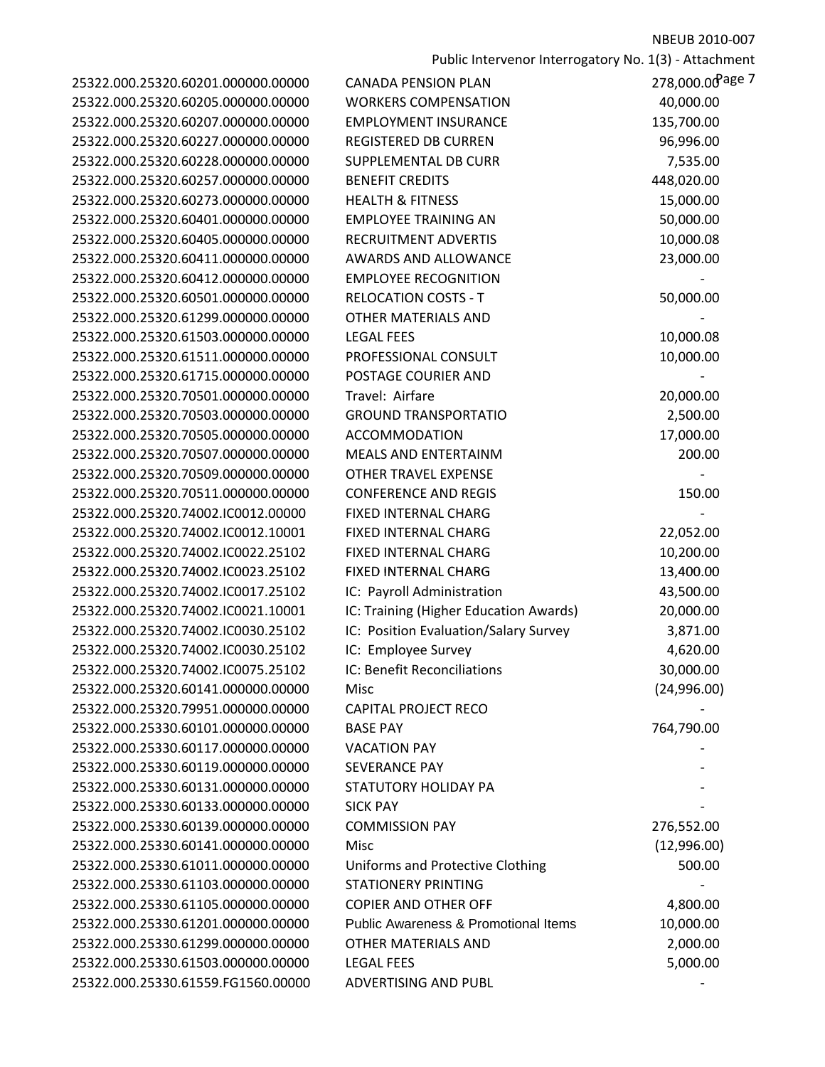| | | |
|---|---|---|
| 25322.000.25320.60201.000000.00000 | CANADA PENSION PLAN | 278,000.00 |
| 25322.000.25320.60205.000000.00000 | WORKERS COMPENSATION | 40,000.00 |
| 25322.000.25320.60207.000000.00000 | EMPLOYMENT INSURANCE | 135,700.00 |
| 25322.000.25320.60227.000000.00000 | REGISTERED DB CURREN | 96,996.00 |
| 25322.000.25320.60228.000000.00000 | SUPPLEMENTAL DB CURR | 7,535.00 |
| 25322.000.25320.60257.000000.00000 | BENEFIT CREDITS | 448,020.00 |
| 25322.000.25320.60273.000000.00000 | HEALTH & FITNESS | 15,000.00 |
| 25322.000.25320.60401.000000.00000 | EMPLOYEE TRAINING AN | 50,000.00 |
| 25322.000.25320.60405.000000.00000 | RECRUITMENT ADVERTIS | 10,000.08 |
| 25322.000.25320.60411.000000.00000 | AWARDS AND ALLOWANCE | 23,000.00 |
| 25322.000.25320.60412.000000.00000 | EMPLOYEE RECOGNITION | - |
| 25322.000.25320.60501.000000.00000 | RELOCATION COSTS - T | 50,000.00 |
| 25322.000.25320.61299.000000.00000 | OTHER MATERIALS AND | - |
| 25322.000.25320.61503.000000.00000 | LEGAL FEES | 10,000.08 |
| 25322.000.25320.61511.000000.00000 | PROFESSIONAL CONSULT | 10,000.00 |
| 25322.000.25320.61715.000000.00000 | POSTAGE COURIER AND | - |
| 25322.000.25320.70501.000000.00000 | Travel: Airfare | 20,000.00 |
| 25322.000.25320.70503.000000.00000 | GROUND TRANSPORTATIO | 2,500.00 |
| 25322.000.25320.70505.000000.00000 | ACCOMMODATION | 17,000.00 |
| 25322.000.25320.70507.000000.00000 | MEALS AND ENTERTAINM | 200.00 |
| 25322.000.25320.70509.000000.00000 | OTHER TRAVEL EXPENSE | - |
| 25322.000.25320.70511.000000.00000 | CONFERENCE AND REGIS | 150.00 |
| 25322.000.25320.74002.IC0012.00000 | FIXED INTERNAL CHARG | - |
| 25322.000.25320.74002.IC0012.10001 | FIXED INTERNAL CHARG | 22,052.00 |
| 25322.000.25320.74002.IC0022.25102 | FIXED INTERNAL CHARG | 10,200.00 |
| 25322.000.25320.74002.IC0023.25102 | FIXED INTERNAL CHARG | 13,400.00 |
| 25322.000.25320.74002.IC0017.25102 | IC: Payroll Administration | 43,500.00 |
| 25322.000.25320.74002.IC0021.10001 | IC: Training (Higher Education Awards) | 20,000.00 |
| 25322.000.25320.74002.IC0030.25102 | IC: Position Evaluation/Salary Survey | 3,871.00 |
| 25322.000.25320.74002.IC0030.25102 | IC: Employee Survey | 4,620.00 |
| 25322.000.25320.74002.IC0075.25102 | IC: Benefit Reconciliations | 30,000.00 |
| 25322.000.25320.60141.000000.00000 | Misc | (24,996.00) |
| 25322.000.25320.79951.000000.00000 | CAPITAL PROJECT RECO | - |
| 25322.000.25330.60101.000000.00000 | BASE PAY | 764,790.00 |
| 25322.000.25330.60117.000000.00000 | VACATION PAY | - |
| 25322.000.25330.60119.000000.00000 | SEVERANCE PAY | - |
| 25322.000.25330.60131.000000.00000 | STATUTORY HOLIDAY PA | - |
| 25322.000.25330.60133.000000.00000 | SICK PAY | - |
| 25322.000.25330.60139.000000.00000 | COMMISSION PAY | 276,552.00 |
| 25322.000.25330.60141.000000.00000 | Misc | (12,996.00) |
| 25322.000.25330.61011.000000.00000 | Uniforms and Protective Clothing | 500.00 |
| 25322.000.25330.61103.000000.00000 | STATIONERY PRINTING | - |
| 25322.000.25330.61105.000000.00000 | COPIER AND OTHER OFF | 4,800.00 |
| 25322.000.25330.61201.000000.00000 | Public Awareness & Promotional Items | 10,000.00 |
| 25322.000.25330.61299.000000.00000 | OTHER MATERIALS AND | 2,000.00 |
| 25322.000.25330.61503.000000.00000 | LEGAL FEES | 5,000.00 |
| 25322.000.25330.61559.FG1560.00000 | ADVERTISING AND PUBL | - |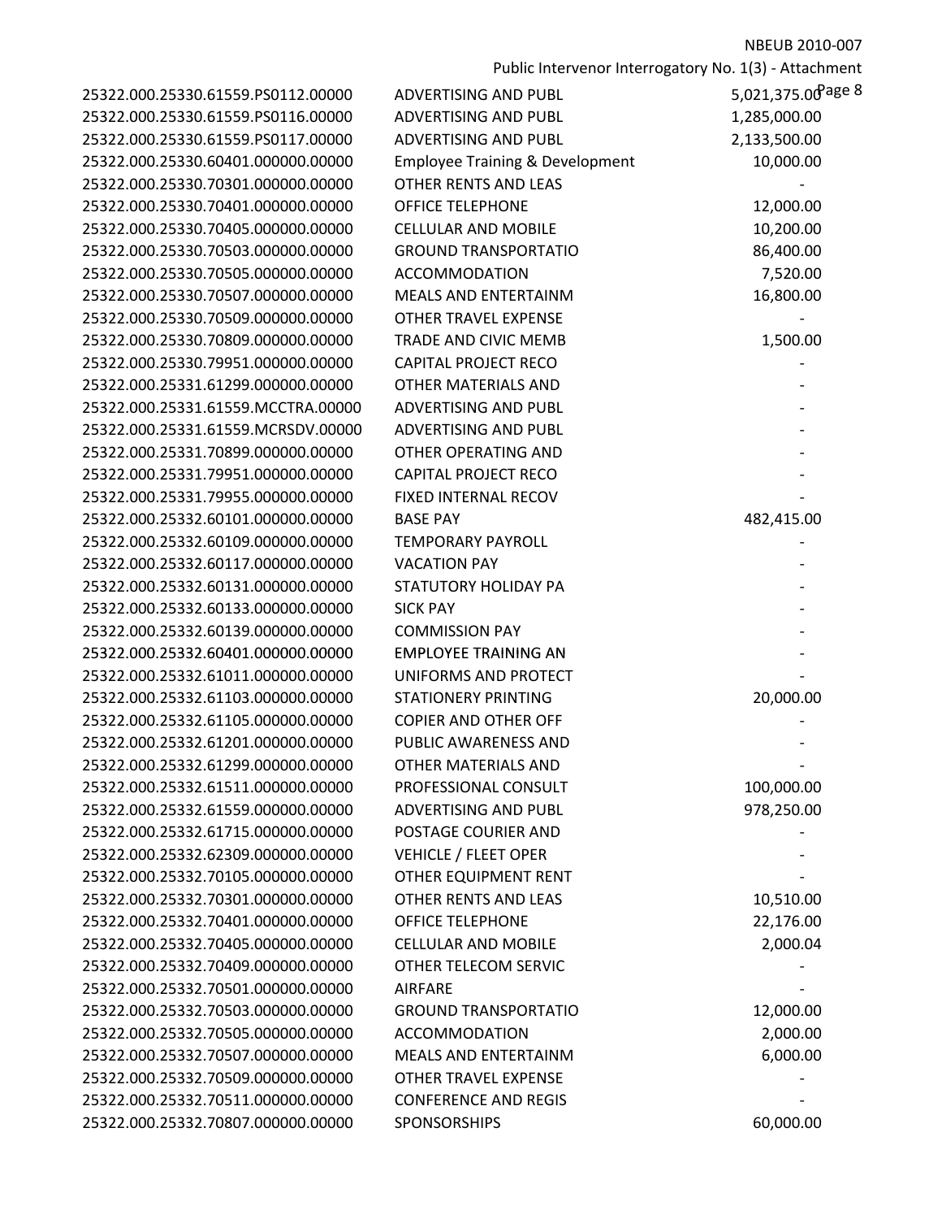| | | |
|---|---|---|
| 25322.000.25330.61559.PS0112.00000 | ADVERTISING AND PUBL | 5,021,375.00 |
| 25322.000.25330.61559.PS0116.00000 | ADVERTISING AND PUBL | 1,285,000.00 |
| 25322.000.25330.61559.PS0117.00000 | ADVERTISING AND PUBL | 2,133,500.00 |
| 25322.000.25330.60401.000000.00000 | Employee Training & Development | 10,000.00 |
| 25322.000.25330.70301.000000.00000 | OTHER RENTS AND LEAS | - |
| 25322.000.25330.70401.000000.00000 | OFFICE TELEPHONE | 12,000.00 |
| 25322.000.25330.70405.000000.00000 | CELLULAR AND MOBILE | 10,200.00 |
| 25322.000.25330.70503.000000.00000 | GROUND TRANSPORTATIO | 86,400.00 |
| 25322.000.25330.70505.000000.00000 | ACCOMMODATION | 7,520.00 |
| 25322.000.25330.70507.000000.00000 | MEALS AND ENTERTAINM | 16,800.00 |
| 25322.000.25330.70509.000000.00000 | OTHER TRAVEL EXPENSE | - |
| 25322.000.25330.70809.000000.00000 | TRADE AND CIVIC MEMB | 1,500.00 |
| 25322.000.25330.79951.000000.00000 | CAPITAL PROJECT RECO | - |
| 25322.000.25331.61299.000000.00000 | OTHER MATERIALS AND | - |
| 25322.000.25331.61559.MCCTRA.00000 | ADVERTISING AND PUBL | - |
| 25322.000.25331.61559.MCRSDV.00000 | ADVERTISING AND PUBL | - |
| 25322.000.25331.70899.000000.00000 | OTHER OPERATING AND | - |
| 25322.000.25331.79951.000000.00000 | CAPITAL PROJECT RECO | - |
| 25322.000.25331.79955.000000.00000 | FIXED INTERNAL RECOV | - |
| 25322.000.25332.60101.000000.00000 | BASE PAY | 482,415.00 |
| 25322.000.25332.60109.000000.00000 | TEMPORARY PAYROLL | - |
| 25322.000.25332.60117.000000.00000 | VACATION PAY | - |
| 25322.000.25332.60131.000000.00000 | STATUTORY HOLIDAY PA | - |
| 25322.000.25332.60133.000000.00000 | SICK PAY | - |
| 25322.000.25332.60139.000000.00000 | COMMISSION PAY | - |
| 25322.000.25332.60401.000000.00000 | EMPLOYEE TRAINING AN | - |
| 25322.000.25332.61011.000000.00000 | UNIFORMS AND PROTECT | - |
| 25322.000.25332.61103.000000.00000 | STATIONERY PRINTING | 20,000.00 |
| 25322.000.25332.61105.000000.00000 | COPIER AND OTHER OFF | - |
| 25322.000.25332.61201.000000.00000 | PUBLIC AWARENESS AND | - |
| 25322.000.25332.61299.000000.00000 | OTHER MATERIALS AND | - |
| 25322.000.25332.61511.000000.00000 | PROFESSIONAL CONSULT | 100,000.00 |
| 25322.000.25332.61559.000000.00000 | ADVERTISING AND PUBL | 978,250.00 |
| 25322.000.25332.61715.000000.00000 | POSTAGE COURIER AND | - |
| 25322.000.25332.62309.000000.00000 | VEHICLE / FLEET OPER | - |
| 25322.000.25332.70105.000000.00000 | OTHER EQUIPMENT RENT | - |
| 25322.000.25332.70301.000000.00000 | OTHER RENTS AND LEAS | 10,510.00 |
| 25322.000.25332.70401.000000.00000 | OFFICE TELEPHONE | 22,176.00 |
| 25322.000.25332.70405.000000.00000 | CELLULAR AND MOBILE | 2,000.04 |
| 25322.000.25332.70409.000000.00000 | OTHER TELECOM SERVIC | - |
| 25322.000.25332.70501.000000.00000 | AIRFARE | - |
| 25322.000.25332.70503.000000.00000 | GROUND TRANSPORTATIO | 12,000.00 |
| 25322.000.25332.70505.000000.00000 | ACCOMMODATION | 2,000.00 |
| 25322.000.25332.70507.000000.00000 | MEALS AND ENTERTAINM | 6,000.00 |
| 25322.000.25332.70509.000000.00000 | OTHER TRAVEL EXPENSE | - |
| 25322.000.25332.70511.000000.00000 | CONFERENCE AND REGIS | - |
| 25322.000.25332.70807.000000.00000 | SPONSORSHIPS | 60,000.00 |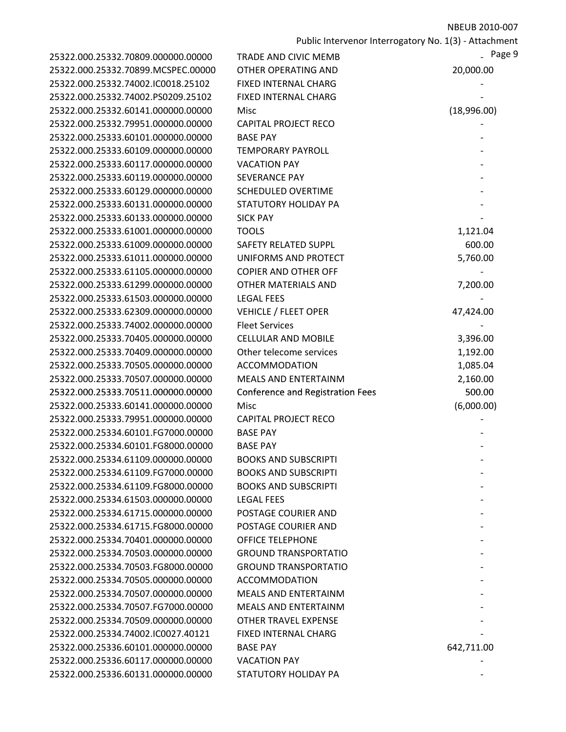| | | |
|---|---|---|
| 25322.000.25332.70809.000000.00000 | TRADE AND CIVIC MEMB | - |
| 25322.000.25332.70899.MCSPEC.00000 | OTHER OPERATING AND | 20,000.00 |
| 25322.000.25332.74002.IC0018.25102 | FIXED INTERNAL CHARG | - |
| 25322.000.25332.74002.PS0209.25102 | FIXED INTERNAL CHARG | - |
| 25322.000.25332.60141.000000.00000 | Misc | (18,996.00) |
| 25322.000.25332.79951.000000.00000 | CAPITAL PROJECT RECO | - |
| 25322.000.25333.60101.000000.00000 | BASE PAY | - |
| 25322.000.25333.60109.000000.00000 | TEMPORARY PAYROLL | - |
| 25322.000.25333.60117.000000.00000 | VACATION PAY | - |
| 25322.000.25333.60119.000000.00000 | SEVERANCE PAY | - |
| 25322.000.25333.60129.000000.00000 | SCHEDULED OVERTIME | - |
| 25322.000.25333.60131.000000.00000 | STATUTORY HOLIDAY PA | - |
| 25322.000.25333.60133.000000.00000 | SICK PAY | - |
| 25322.000.25333.61001.000000.00000 | TOOLS | 1,121.04 |
| 25322.000.25333.61009.000000.00000 | SAFETY RELATED SUPPL | 600.00 |
| 25322.000.25333.61011.000000.00000 | UNIFORMS AND PROTECT | 5,760.00 |
| 25322.000.25333.61105.000000.00000 | COPIER AND OTHER OFF | - |
| 25322.000.25333.61299.000000.00000 | OTHER MATERIALS AND | 7,200.00 |
| 25322.000.25333.61503.000000.00000 | LEGAL FEES | - |
| 25322.000.25333.62309.000000.00000 | VEHICLE / FLEET OPER | 47,424.00 |
| 25322.000.25333.74002.000000.00000 | Fleet Services | - |
| 25322.000.25333.70405.000000.00000 | CELLULAR AND MOBILE | 3,396.00 |
| 25322.000.25333.70409.000000.00000 | Other telecome services | 1,192.00 |
| 25322.000.25333.70505.000000.00000 | ACCOMMODATION | 1,085.04 |
| 25322.000.25333.70507.000000.00000 | MEALS AND ENTERTAINM | 2,160.00 |
| 25322.000.25333.70511.000000.00000 | Conference and Registration Fees | 500.00 |
| 25322.000.25333.60141.000000.00000 | Misc | (6,000.00) |
| 25322.000.25333.79951.000000.00000 | CAPITAL PROJECT RECO | - |
| 25322.000.25334.60101.FG7000.00000 | BASE PAY | - |
| 25322.000.25334.60101.FG8000.00000 | BASE PAY | - |
| 25322.000.25334.61109.000000.00000 | BOOKS AND SUBSCRIPTI | - |
| 25322.000.25334.61109.FG7000.00000 | BOOKS AND SUBSCRIPTI | - |
| 25322.000.25334.61109.FG8000.00000 | BOOKS AND SUBSCRIPTI | - |
| 25322.000.25334.61503.000000.00000 | LEGAL FEES | - |
| 25322.000.25334.61715.000000.00000 | POSTAGE COURIER AND | - |
| 25322.000.25334.61715.FG8000.00000 | POSTAGE COURIER AND | - |
| 25322.000.25334.70401.000000.00000 | OFFICE TELEPHONE | - |
| 25322.000.25334.70503.000000.00000 | GROUND TRANSPORTATIO | - |
| 25322.000.25334.70503.FG8000.00000 | GROUND TRANSPORTATIO | - |
| 25322.000.25334.70505.000000.00000 | ACCOMMODATION | - |
| 25322.000.25334.70507.000000.00000 | MEALS AND ENTERTAINM | - |
| 25322.000.25334.70507.FG7000.00000 | MEALS AND ENTERTAINM | - |
| 25322.000.25334.70509.000000.00000 | OTHER TRAVEL EXPENSE | - |
| 25322.000.25334.74002.IC0027.40121 | FIXED INTERNAL CHARG | - |
| 25322.000.25336.60101.000000.00000 | BASE PAY | 642,711.00 |
| 25322.000.25336.60117.000000.00000 | VACATION PAY | - |
| 25322.000.25336.60131.000000.00000 | STATUTORY HOLIDAY PA | - |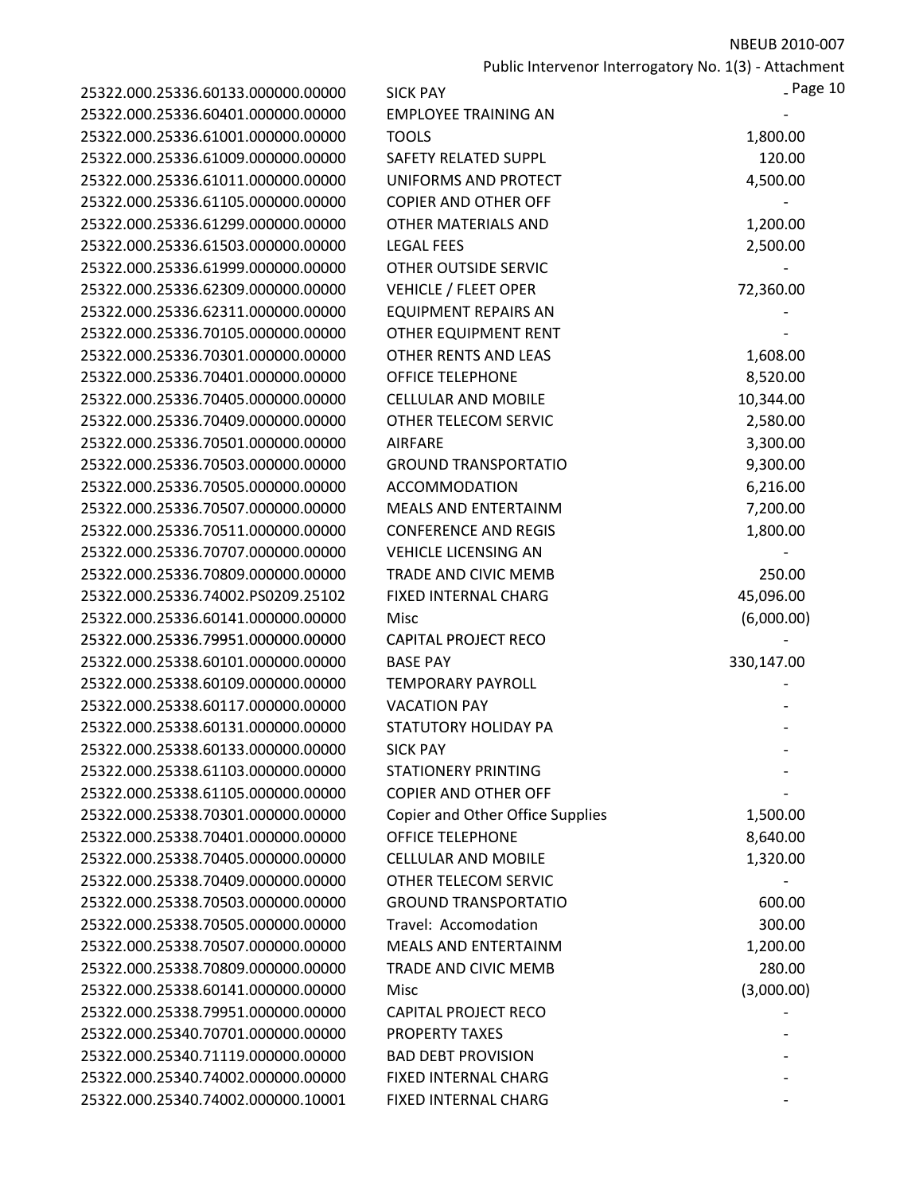| | | |
|---|---|---|
| 25322.000.25336.60133.000000.00000 | SICK PAY | - |
| 25322.000.25336.60401.000000.00000 | EMPLOYEE TRAINING AN | - |
| 25322.000.25336.61001.000000.00000 | TOOLS | 1,800.00 |
| 25322.000.25336.61009.000000.00000 | SAFETY RELATED SUPPL | 120.00 |
| 25322.000.25336.61011.000000.00000 | UNIFORMS AND PROTECT | 4,500.00 |
| 25322.000.25336.61105.000000.00000 | COPIER AND OTHER OFF | - |
| 25322.000.25336.61299.000000.00000 | OTHER MATERIALS AND | 1,200.00 |
| 25322.000.25336.61503.000000.00000 | LEGAL FEES | 2,500.00 |
| 25322.000.25336.61999.000000.00000 | OTHER OUTSIDE SERVIC | - |
| 25322.000.25336.62309.000000.00000 | VEHICLE / FLEET OPER | 72,360.00 |
| 25322.000.25336.62311.000000.00000 | EQUIPMENT REPAIRS AN | - |
| 25322.000.25336.70105.000000.00000 | OTHER EQUIPMENT RENT | - |
| 25322.000.25336.70301.000000.00000 | OTHER RENTS AND LEAS | 1,608.00 |
| 25322.000.25336.70401.000000.00000 | OFFICE TELEPHONE | 8,520.00 |
| 25322.000.25336.70405.000000.00000 | CELLULAR AND MOBILE | 10,344.00 |
| 25322.000.25336.70409.000000.00000 | OTHER TELECOM SERVIC | 2,580.00 |
| 25322.000.25336.70501.000000.00000 | AIRFARE | 3,300.00 |
| 25322.000.25336.70503.000000.00000 | GROUND TRANSPORTATIO | 9,300.00 |
| 25322.000.25336.70505.000000.00000 | ACCOMMODATION | 6,216.00 |
| 25322.000.25336.70507.000000.00000 | MEALS AND ENTERTAINM | 7,200.00 |
| 25322.000.25336.70511.000000.00000 | CONFERENCE AND REGIS | 1,800.00 |
| 25322.000.25336.70707.000000.00000 | VEHICLE LICENSING AN | - |
| 25322.000.25336.70809.000000.00000 | TRADE AND CIVIC MEMB | 250.00 |
| 25322.000.25336.74002.PS0209.25102 | FIXED INTERNAL CHARG | 45,096.00 |
| 25322.000.25336.60141.000000.00000 | Misc | (6,000.00) |
| 25322.000.25336.79951.000000.00000 | CAPITAL PROJECT RECO | - |
| 25322.000.25338.60101.000000.00000 | BASE PAY | 330,147.00 |
| 25322.000.25338.60109.000000.00000 | TEMPORARY PAYROLL | - |
| 25322.000.25338.60117.000000.00000 | VACATION PAY | - |
| 25322.000.25338.60131.000000.00000 | STATUTORY HOLIDAY PA | - |
| 25322.000.25338.60133.000000.00000 | SICK PAY | - |
| 25322.000.25338.61103.000000.00000 | STATIONERY PRINTING | - |
| 25322.000.25338.61105.000000.00000 | COPIER AND OTHER OFF | - |
| 25322.000.25338.70301.000000.00000 | Copier and Other Office Supplies | 1,500.00 |
| 25322.000.25338.70401.000000.00000 | OFFICE TELEPHONE | 8,640.00 |
| 25322.000.25338.70405.000000.00000 | CELLULAR AND MOBILE | 1,320.00 |
| 25322.000.25338.70409.000000.00000 | OTHER TELECOM SERVIC | - |
| 25322.000.25338.70503.000000.00000 | GROUND TRANSPORTATIO | 600.00 |
| 25322.000.25338.70505.000000.00000 | Travel: Accomodation | 300.00 |
| 25322.000.25338.70507.000000.00000 | MEALS AND ENTERTAINM | 1,200.00 |
| 25322.000.25338.70809.000000.00000 | TRADE AND CIVIC MEMB | 280.00 |
| 25322.000.25338.60141.000000.00000 | Misc | (3,000.00) |
| 25322.000.25338.79951.000000.00000 | CAPITAL PROJECT RECO | - |
| 25322.000.25340.70701.000000.00000 | PROPERTY TAXES | - |
| 25322.000.25340.71119.000000.00000 | BAD DEBT PROVISION | - |
| 25322.000.25340.74002.000000.00000 | FIXED INTERNAL CHARG | - |
| 25322.000.25340.74002.000000.10001 | FIXED INTERNAL CHARG | - |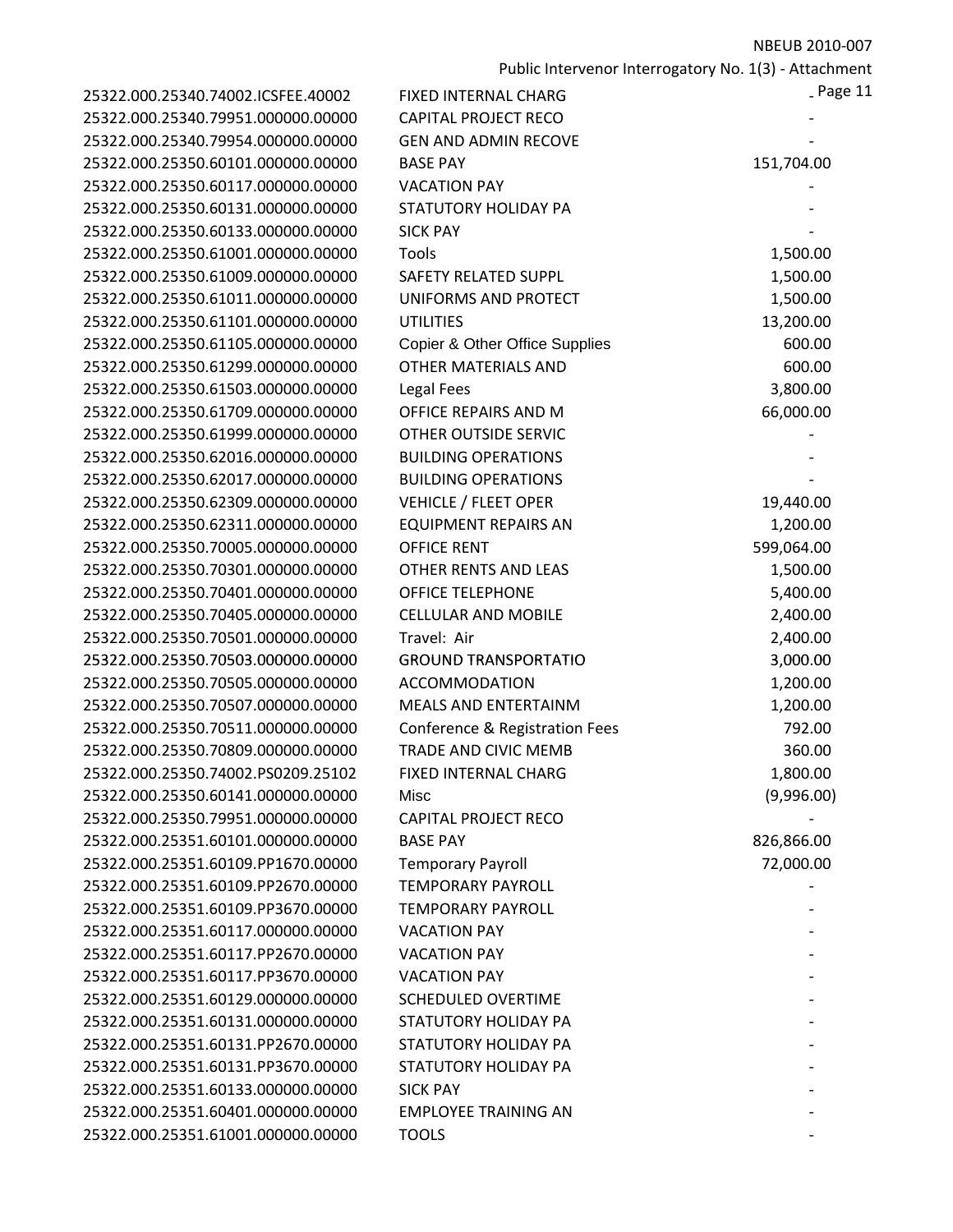| | | |
|---|---|---|
| 25322.000.25340.74002.ICSFEE.40002 | FIXED INTERNAL CHARG | - |
| 25322.000.25340.79951.000000.00000 | CAPITAL PROJECT RECO | - |
| 25322.000.25340.79954.000000.00000 | GEN AND ADMIN RECOVE | - |
| 25322.000.25350.60101.000000.00000 | BASE PAY | 151,704.00 |
| 25322.000.25350.60117.000000.00000 | VACATION PAY | - |
| 25322.000.25350.60131.000000.00000 | STATUTORY HOLIDAY PA | - |
| 25322.000.25350.60133.000000.00000 | SICK PAY | - |
| 25322.000.25350.61001.000000.00000 | Tools | 1,500.00 |
| 25322.000.25350.61009.000000.00000 | SAFETY RELATED SUPPL | 1,500.00 |
| 25322.000.25350.61011.000000.00000 | UNIFORMS AND PROTECT | 1,500.00 |
| 25322.000.25350.61101.000000.00000 | UTILITIES | 13,200.00 |
| 25322.000.25350.61105.000000.00000 | Copier & Other Office Supplies | 600.00 |
| 25322.000.25350.61299.000000.00000 | OTHER MATERIALS AND | 600.00 |
| 25322.000.25350.61503.000000.00000 | Legal Fees | 3,800.00 |
| 25322.000.25350.61709.000000.00000 | OFFICE REPAIRS AND M | 66,000.00 |
| 25322.000.25350.61999.000000.00000 | OTHER OUTSIDE SERVIC | - |
| 25322.000.25350.62016.000000.00000 | BUILDING OPERATIONS | - |
| 25322.000.25350.62017.000000.00000 | BUILDING OPERATIONS | - |
| 25322.000.25350.62309.000000.00000 | VEHICLE / FLEET OPER | 19,440.00 |
| 25322.000.25350.62311.000000.00000 | EQUIPMENT REPAIRS AN | 1,200.00 |
| 25322.000.25350.70005.000000.00000 | OFFICE RENT | 599,064.00 |
| 25322.000.25350.70301.000000.00000 | OTHER RENTS AND LEAS | 1,500.00 |
| 25322.000.25350.70401.000000.00000 | OFFICE TELEPHONE | 5,400.00 |
| 25322.000.25350.70405.000000.00000 | CELLULAR AND MOBILE | 2,400.00 |
| 25322.000.25350.70501.000000.00000 | Travel: Air | 2,400.00 |
| 25322.000.25350.70503.000000.00000 | GROUND TRANSPORTATIO | 3,000.00 |
| 25322.000.25350.70505.000000.00000 | ACCOMMODATION | 1,200.00 |
| 25322.000.25350.70507.000000.00000 | MEALS AND ENTERTAINM | 1,200.00 |
| 25322.000.25350.70511.000000.00000 | Conference & Registration Fees | 792.00 |
| 25322.000.25350.70809.000000.00000 | TRADE AND CIVIC MEMB | 360.00 |
| 25322.000.25350.74002.PS0209.25102 | FIXED INTERNAL CHARG | 1,800.00 |
| 25322.000.25350.60141.000000.00000 | Misc | (9,996.00) |
| 25322.000.25350.79951.000000.00000 | CAPITAL PROJECT RECO | - |
| 25322.000.25351.60101.000000.00000 | BASE PAY | 826,866.00 |
| 25322.000.25351.60109.PP1670.00000 | Temporary Payroll | 72,000.00 |
| 25322.000.25351.60109.PP2670.00000 | TEMPORARY PAYROLL | - |
| 25322.000.25351.60109.PP3670.00000 | TEMPORARY PAYROLL | - |
| 25322.000.25351.60117.000000.00000 | VACATION PAY | - |
| 25322.000.25351.60117.PP2670.00000 | VACATION PAY | - |
| 25322.000.25351.60117.PP3670.00000 | VACATION PAY | - |
| 25322.000.25351.60129.000000.00000 | SCHEDULED OVERTIME | - |
| 25322.000.25351.60131.000000.00000 | STATUTORY HOLIDAY PA | - |
| 25322.000.25351.60131.PP2670.00000 | STATUTORY HOLIDAY PA | - |
| 25322.000.25351.60131.PP3670.00000 | STATUTORY HOLIDAY PA | - |
| 25322.000.25351.60133.000000.00000 | SICK PAY | - |
| 25322.000.25351.60401.000000.00000 | EMPLOYEE TRAINING AN | - |
| 25322.000.25351.61001.000000.00000 | TOOLS | - |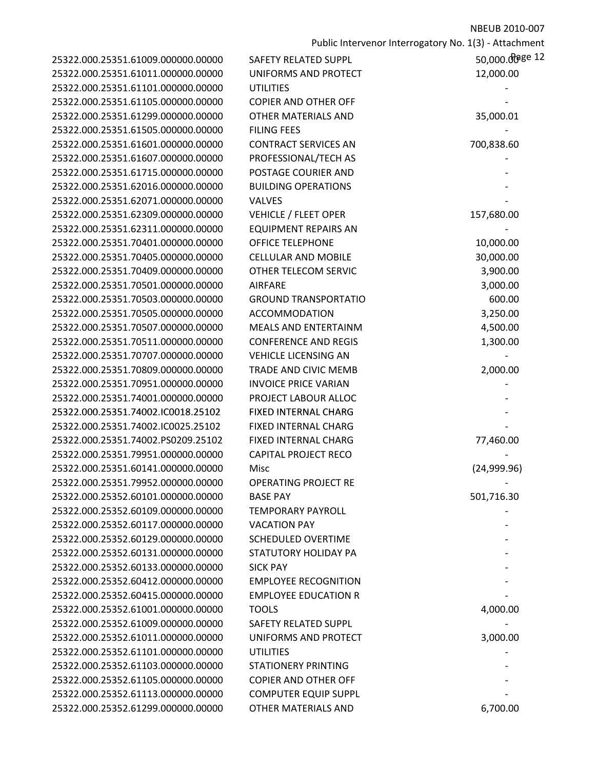| | | |
|---|---|---|
| 25322.000.25351.61009.000000.00000 | SAFETY RELATED SUPPL | 50,000.00 |
| 25322.000.25351.61011.000000.00000 | UNIFORMS AND PROTECT | 12,000.00 |
| 25322.000.25351.61101.000000.00000 | UTILITIES | - |
| 25322.000.25351.61105.000000.00000 | COPIER AND OTHER OFF | - |
| 25322.000.25351.61299.000000.00000 | OTHER MATERIALS AND | 35,000.01 |
| 25322.000.25351.61505.000000.00000 | FILING FEES | - |
| 25322.000.25351.61601.000000.00000 | CONTRACT SERVICES AN | 700,838.60 |
| 25322.000.25351.61607.000000.00000 | PROFESSIONAL/TECH AS | - |
| 25322.000.25351.61715.000000.00000 | POSTAGE COURIER AND | - |
| 25322.000.25351.62016.000000.00000 | BUILDING OPERATIONS | - |
| 25322.000.25351.62071.000000.00000 | VALVES | - |
| 25322.000.25351.62309.000000.00000 | VEHICLE / FLEET OPER | 157,680.00 |
| 25322.000.25351.62311.000000.00000 | EQUIPMENT REPAIRS AN | - |
| 25322.000.25351.70401.000000.00000 | OFFICE TELEPHONE | 10,000.00 |
| 25322.000.25351.70405.000000.00000 | CELLULAR AND MOBILE | 30,000.00 |
| 25322.000.25351.70409.000000.00000 | OTHER TELECOM SERVIC | 3,900.00 |
| 25322.000.25351.70501.000000.00000 | AIRFARE | 3,000.00 |
| 25322.000.25351.70503.000000.00000 | GROUND TRANSPORTATIO | 600.00 |
| 25322.000.25351.70505.000000.00000 | ACCOMMODATION | 3,250.00 |
| 25322.000.25351.70507.000000.00000 | MEALS AND ENTERTAINM | 4,500.00 |
| 25322.000.25351.70511.000000.00000 | CONFERENCE AND REGIS | 1,300.00 |
| 25322.000.25351.70707.000000.00000 | VEHICLE LICENSING AN | - |
| 25322.000.25351.70809.000000.00000 | TRADE AND CIVIC MEMB | 2,000.00 |
| 25322.000.25351.70951.000000.00000 | INVOICE PRICE VARIAN | - |
| 25322.000.25351.74001.000000.00000 | PROJECT LABOUR ALLOC | - |
| 25322.000.25351.74002.IC0018.25102 | FIXED INTERNAL CHARG | - |
| 25322.000.25351.74002.IC0025.25102 | FIXED INTERNAL CHARG | - |
| 25322.000.25351.74002.PS0209.25102 | FIXED INTERNAL CHARG | 77,460.00 |
| 25322.000.25351.79951.000000.00000 | CAPITAL PROJECT RECO | - |
| 25322.000.25351.60141.000000.00000 | Misc | (24,999.96) |
| 25322.000.25351.79952.000000.00000 | OPERATING PROJECT RE | - |
| 25322.000.25352.60101.000000.00000 | BASE PAY | 501,716.30 |
| 25322.000.25352.60109.000000.00000 | TEMPORARY PAYROLL | - |
| 25322.000.25352.60117.000000.00000 | VACATION PAY | - |
| 25322.000.25352.60129.000000.00000 | SCHEDULED OVERTIME | - |
| 25322.000.25352.60131.000000.00000 | STATUTORY HOLIDAY PA | - |
| 25322.000.25352.60133.000000.00000 | SICK PAY | - |
| 25322.000.25352.60412.000000.00000 | EMPLOYEE RECOGNITION | - |
| 25322.000.25352.60415.000000.00000 | EMPLOYEE EDUCATION R | - |
| 25322.000.25352.61001.000000.00000 | TOOLS | 4,000.00 |
| 25322.000.25352.61009.000000.00000 | SAFETY RELATED SUPPL | - |
| 25322.000.25352.61011.000000.00000 | UNIFORMS AND PROTECT | 3,000.00 |
| 25322.000.25352.61101.000000.00000 | UTILITIES | - |
| 25322.000.25352.61103.000000.00000 | STATIONERY PRINTING | - |
| 25322.000.25352.61105.000000.00000 | COPIER AND OTHER OFF | - |
| 25322.000.25352.61113.000000.00000 | COMPUTER EQUIP SUPPL | - |
| 25322.000.25352.61299.000000.00000 | OTHER MATERIALS AND | 6,700.00 |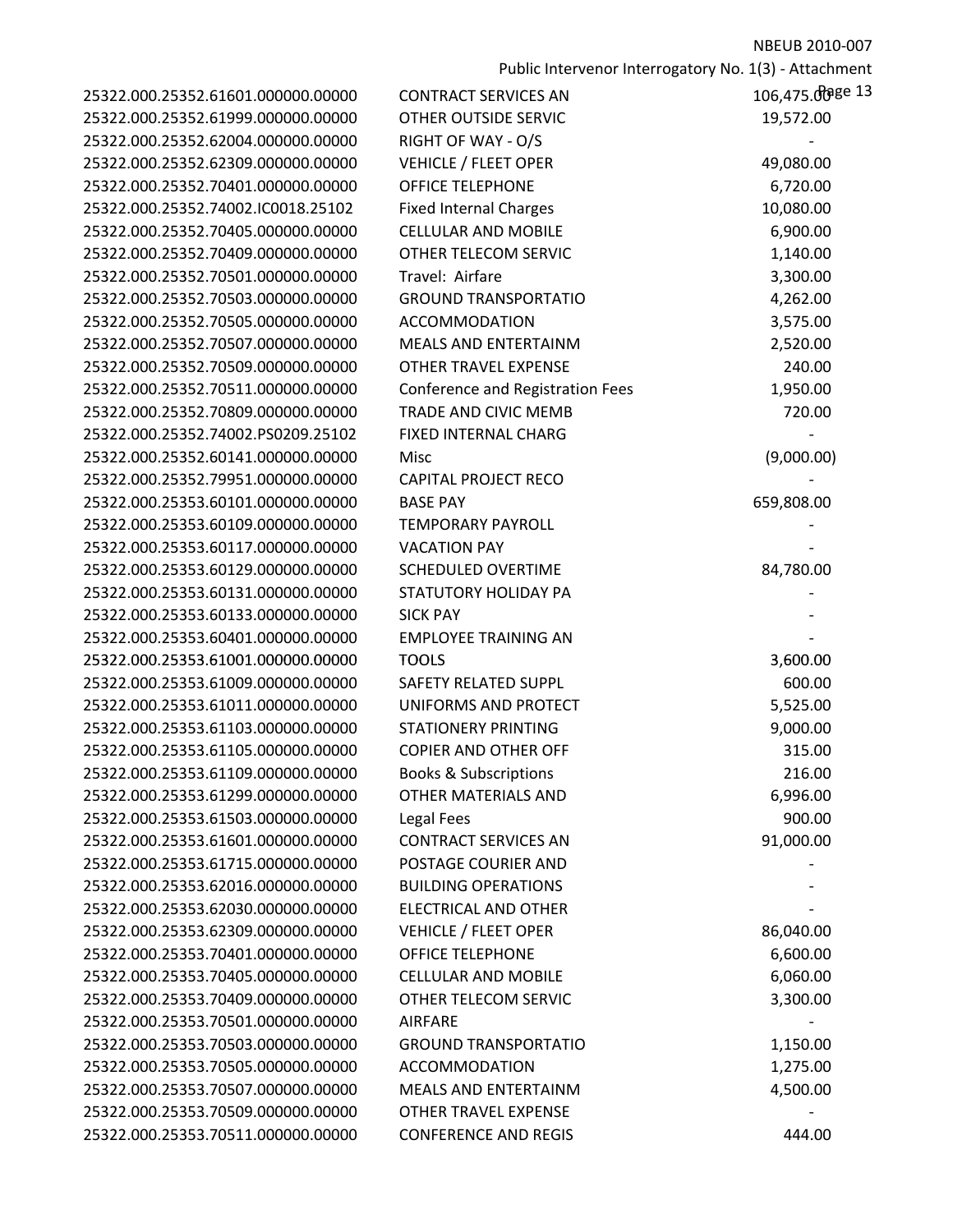| | | |
|---|---|---|
| 25322.000.25352.61601.000000.00000 | CONTRACT SERVICES AN | 106,475.00 |
| 25322.000.25352.61999.000000.00000 | OTHER OUTSIDE SERVIC | 19,572.00 |
| 25322.000.25352.62004.000000.00000 | RIGHT OF WAY - O/S | - |
| 25322.000.25352.62309.000000.00000 | VEHICLE / FLEET OPER | 49,080.00 |
| 25322.000.25352.70401.000000.00000 | OFFICE TELEPHONE | 6,720.00 |
| 25322.000.25352.74002.IC0018.25102 | Fixed Internal Charges | 10,080.00 |
| 25322.000.25352.70405.000000.00000 | CELLULAR AND MOBILE | 6,900.00 |
| 25322.000.25352.70409.000000.00000 | OTHER TELECOM SERVIC | 1,140.00 |
| 25322.000.25352.70501.000000.00000 | Travel: Airfare | 3,300.00 |
| 25322.000.25352.70503.000000.00000 | GROUND TRANSPORTATIO | 4,262.00 |
| 25322.000.25352.70505.000000.00000 | ACCOMMODATION | 3,575.00 |
| 25322.000.25352.70507.000000.00000 | MEALS AND ENTERTAINM | 2,520.00 |
| 25322.000.25352.70509.000000.00000 | OTHER TRAVEL EXPENSE | 240.00 |
| 25322.000.25352.70511.000000.00000 | Conference and Registration Fees | 1,950.00 |
| 25322.000.25352.70809.000000.00000 | TRADE AND CIVIC MEMB | 720.00 |
| 25322.000.25352.74002.PS0209.25102 | FIXED INTERNAL CHARG | - |
| 25322.000.25352.60141.000000.00000 | Misc | (9,000.00) |
| 25322.000.25352.79951.000000.00000 | CAPITAL PROJECT RECO | - |
| 25322.000.25353.60101.000000.00000 | BASE PAY | 659,808.00 |
| 25322.000.25353.60109.000000.00000 | TEMPORARY PAYROLL | - |
| 25322.000.25353.60117.000000.00000 | VACATION PAY | - |
| 25322.000.25353.60129.000000.00000 | SCHEDULED OVERTIME | 84,780.00 |
| 25322.000.25353.60131.000000.00000 | STATUTORY HOLIDAY PA | - |
| 25322.000.25353.60133.000000.00000 | SICK PAY | - |
| 25322.000.25353.60401.000000.00000 | EMPLOYEE TRAINING AN | - |
| 25322.000.25353.61001.000000.00000 | TOOLS | 3,600.00 |
| 25322.000.25353.61009.000000.00000 | SAFETY RELATED SUPPL | 600.00 |
| 25322.000.25353.61011.000000.00000 | UNIFORMS AND PROTECT | 5,525.00 |
| 25322.000.25353.61103.000000.00000 | STATIONERY PRINTING | 9,000.00 |
| 25322.000.25353.61105.000000.00000 | COPIER AND OTHER OFF | 315.00 |
| 25322.000.25353.61109.000000.00000 | Books & Subscriptions | 216.00 |
| 25322.000.25353.61299.000000.00000 | OTHER MATERIALS AND | 6,996.00 |
| 25322.000.25353.61503.000000.00000 | Legal Fees | 900.00 |
| 25322.000.25353.61601.000000.00000 | CONTRACT SERVICES AN | 91,000.00 |
| 25322.000.25353.61715.000000.00000 | POSTAGE COURIER AND | - |
| 25322.000.25353.62016.000000.00000 | BUILDING OPERATIONS | - |
| 25322.000.25353.62030.000000.00000 | ELECTRICAL AND OTHER | - |
| 25322.000.25353.62309.000000.00000 | VEHICLE / FLEET OPER | 86,040.00 |
| 25322.000.25353.70401.000000.00000 | OFFICE TELEPHONE | 6,600.00 |
| 25322.000.25353.70405.000000.00000 | CELLULAR AND MOBILE | 6,060.00 |
| 25322.000.25353.70409.000000.00000 | OTHER TELECOM SERVIC | 3,300.00 |
| 25322.000.25353.70501.000000.00000 | AIRFARE | - |
| 25322.000.25353.70503.000000.00000 | GROUND TRANSPORTATIO | 1,150.00 |
| 25322.000.25353.70505.000000.00000 | ACCOMMODATION | 1,275.00 |
| 25322.000.25353.70507.000000.00000 | MEALS AND ENTERTAINM | 4,500.00 |
| 25322.000.25353.70509.000000.00000 | OTHER TRAVEL EXPENSE | - |
| 25322.000.25353.70511.000000.00000 | CONFERENCE AND REGIS | 444.00 |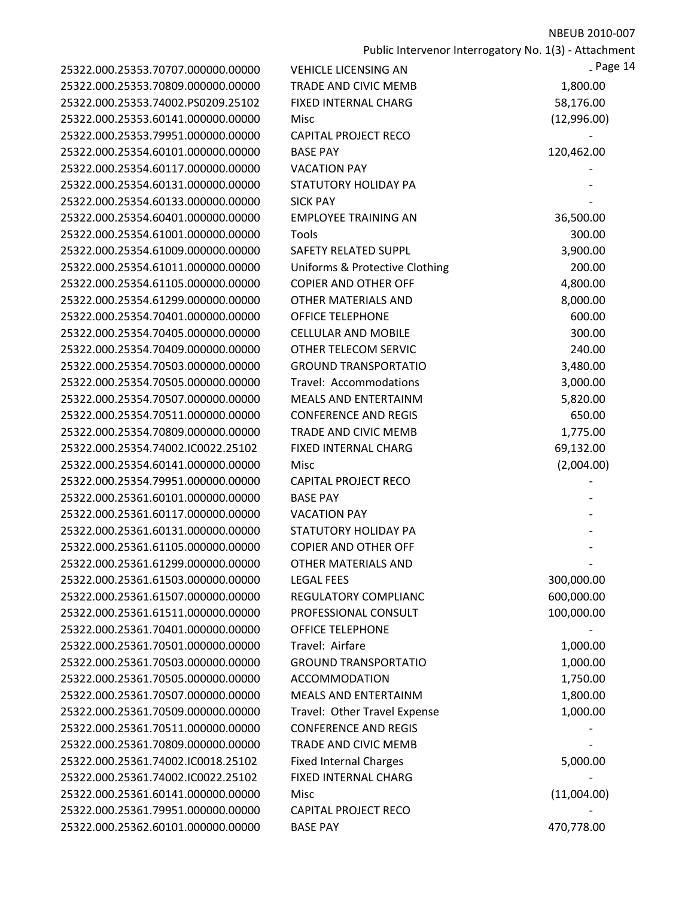NBEUB 2010-007

Public Intervenor Interrogatory No. 1(3) - Attachment

| | | |
|---|---|---|
| 25322.000.25353.70707.000000.00000 | VEHICLE LICENSING AN | - |
| 25322.000.25353.70809.000000.00000 | TRADE AND CIVIC MEMB | 1,800.00 |
| 25322.000.25353.74002.PS0209.25102 | FIXED INTERNAL CHARG | 58,176.00 |
| 25322.000.25353.60141.000000.00000 | Misc | (12,996.00) |
| 25322.000.25353.79951.000000.00000 | CAPITAL PROJECT RECO | - |
| 25322.000.25354.60101.000000.00000 | BASE PAY | 120,462.00 |
| 25322.000.25354.60117.000000.00000 | VACATION PAY | - |
| 25322.000.25354.60131.000000.00000 | STATUTORY HOLIDAY PA | - |
| 25322.000.25354.60133.000000.00000 | SICK PAY | - |
| 25322.000.25354.60401.000000.00000 | EMPLOYEE TRAINING AN | 36,500.00 |
| 25322.000.25354.61001.000000.00000 | Tools | 300.00 |
| 25322.000.25354.61009.000000.00000 | SAFETY RELATED SUPPL | 3,900.00 |
| 25322.000.25354.61011.000000.00000 | Uniforms & Protective Clothing | 200.00 |
| 25322.000.25354.61105.000000.00000 | COPIER AND OTHER OFF | 4,800.00 |
| 25322.000.25354.61299.000000.00000 | OTHER MATERIALS AND | 8,000.00 |
| 25322.000.25354.70401.000000.00000 | OFFICE TELEPHONE | 600.00 |
| 25322.000.25354.70405.000000.00000 | CELLULAR AND MOBILE | 300.00 |
| 25322.000.25354.70409.000000.00000 | OTHER TELECOM SERVIC | 240.00 |
| 25322.000.25354.70503.000000.00000 | GROUND TRANSPORTATIO | 3,480.00 |
| 25322.000.25354.70505.000000.00000 | Travel: Accommodations | 3,000.00 |
| 25322.000.25354.70507.000000.00000 | MEALS AND ENTERTAINM | 5,820.00 |
| 25322.000.25354.70511.000000.00000 | CONFERENCE AND REGIS | 650.00 |
| 25322.000.25354.70809.000000.00000 | TRADE AND CIVIC MEMB | 1,775.00 |
| 25322.000.25354.74002.IC0022.25102 | FIXED INTERNAL CHARG | 69,132.00 |
| 25322.000.25354.60141.000000.00000 | Misc | (2,004.00) |
| 25322.000.25354.79951.000000.00000 | CAPITAL PROJECT RECO | - |
| 25322.000.25361.60101.000000.00000 | BASE PAY | - |
| 25322.000.25361.60117.000000.00000 | VACATION PAY | - |
| 25322.000.25361.60131.000000.00000 | STATUTORY HOLIDAY PA | - |
| 25322.000.25361.61105.000000.00000 | COPIER AND OTHER OFF | - |
| 25322.000.25361.61299.000000.00000 | OTHER MATERIALS AND | - |
| 25322.000.25361.61503.000000.00000 | LEGAL FEES | 300,000.00 |
| 25322.000.25361.61507.000000.00000 | REGULATORY COMPLIANC | 600,000.00 |
| 25322.000.25361.61511.000000.00000 | PROFESSIONAL CONSULT | 100,000.00 |
| 25322.000.25361.70401.000000.00000 | OFFICE TELEPHONE | - |
| 25322.000.25361.70501.000000.00000 | Travel: Airfare | 1,000.00 |
| 25322.000.25361.70503.000000.00000 | GROUND TRANSPORTATIO | 1,000.00 |
| 25322.000.25361.70505.000000.00000 | ACCOMMODATION | 1,750.00 |
| 25322.000.25361.70507.000000.00000 | MEALS AND ENTERTAINM | 1,800.00 |
| 25322.000.25361.70509.000000.00000 | Travel: Other Travel Expense | 1,000.00 |
| 25322.000.25361.70511.000000.00000 | CONFERENCE AND REGIS | - |
| 25322.000.25361.70809.000000.00000 | TRADE AND CIVIC MEMB | - |
| 25322.000.25361.74002.IC0018.25102 | Fixed Internal Charges | 5,000.00 |
| 25322.000.25361.74002.IC0022.25102 | FIXED INTERNAL CHARG | - |
| 25322.000.25361.60141.000000.00000 | Misc | (11,004.00) |
| 25322.000.25361.79951.000000.00000 | CAPITAL PROJECT RECO | - |
| 25322.000.25362.60101.000000.00000 | BASE PAY | 470,778.00 |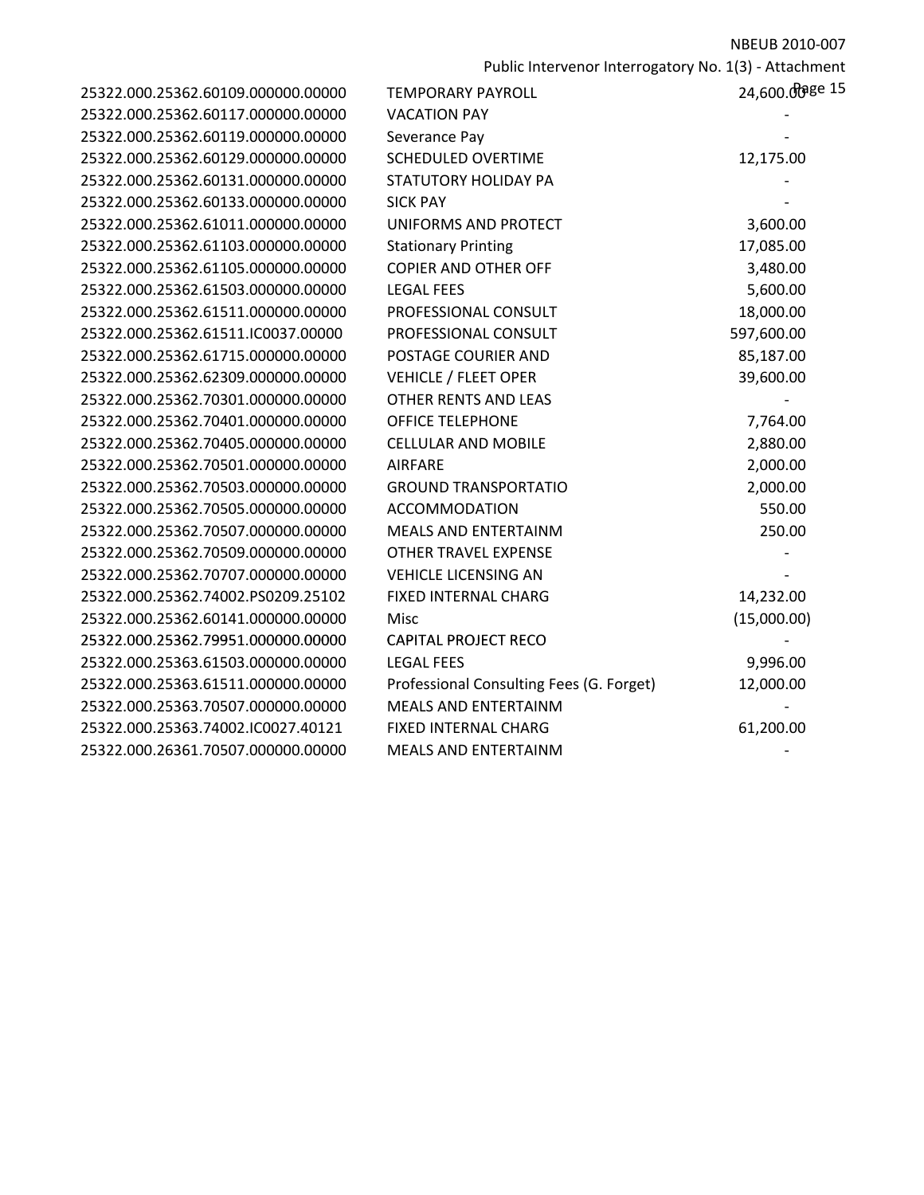| | | |
|---|---|---|
| 25322.000.25362.60109.000000.00000 | TEMPORARY PAYROLL | 24,600.00 |
| 25322.000.25362.60117.000000.00000 | VACATION PAY | - |
| 25322.000.25362.60119.000000.00000 | Severance Pay | - |
| 25322.000.25362.60129.000000.00000 | SCHEDULED OVERTIME | 12,175.00 |
| 25322.000.25362.60131.000000.00000 | STATUTORY HOLIDAY PA | - |
| 25322.000.25362.60133.000000.00000 | SICK PAY | - |
| 25322.000.25362.61011.000000.00000 | UNIFORMS AND PROTECT | 3,600.00 |
| 25322.000.25362.61103.000000.00000 | Stationary Printing | 17,085.00 |
| 25322.000.25362.61105.000000.00000 | COPIER AND OTHER OFF | 3,480.00 |
| 25322.000.25362.61503.000000.00000 | LEGAL FEES | 5,600.00 |
| 25322.000.25362.61511.000000.00000 | PROFESSIONAL CONSULT | 18,000.00 |
| 25322.000.25362.61511.IC0037.00000 | PROFESSIONAL CONSULT | 597,600.00 |
| 25322.000.25362.61715.000000.00000 | POSTAGE COURIER AND | 85,187.00 |
| 25322.000.25362.62309.000000.00000 | VEHICLE / FLEET OPER | 39,600.00 |
| 25322.000.25362.70301.000000.00000 | OTHER RENTS AND LEAS | - |
| 25322.000.25362.70401.000000.00000 | OFFICE TELEPHONE | 7,764.00 |
| 25322.000.25362.70405.000000.00000 | CELLULAR AND MOBILE | 2,880.00 |
| 25322.000.25362.70501.000000.00000 | AIRFARE | 2,000.00 |
| 25322.000.25362.70503.000000.00000 | GROUND TRANSPORTATIO | 2,000.00 |
| 25322.000.25362.70505.000000.00000 | ACCOMMODATION | 550.00 |
| 25322.000.25362.70507.000000.00000 | MEALS AND ENTERTAINM | 250.00 |
| 25322.000.25362.70509.000000.00000 | OTHER TRAVEL EXPENSE | - |
| 25322.000.25362.70707.000000.00000 | VEHICLE LICENSING AN | - |
| 25322.000.25362.74002.PS0209.25102 | FIXED INTERNAL CHARG | 14,232.00 |
| 25322.000.25362.60141.000000.00000 | Misc | (15,000.00) |
| 25322.000.25362.79951.000000.00000 | CAPITAL PROJECT RECO | - |
| 25322.000.25363.61503.000000.00000 | LEGAL FEES | 9,996.00 |
| 25322.000.25363.61511.000000.00000 | Professional Consulting Fees (G. Forget) | 12,000.00 |
| 25322.000.25363.70507.000000.00000 | MEALS AND ENTERTAINM | - |
| 25322.000.25363.74002.IC0027.40121 | FIXED INTERNAL CHARG | 61,200.00 |
| 25322.000.26361.70507.000000.00000 | MEALS AND ENTERTAINM | - |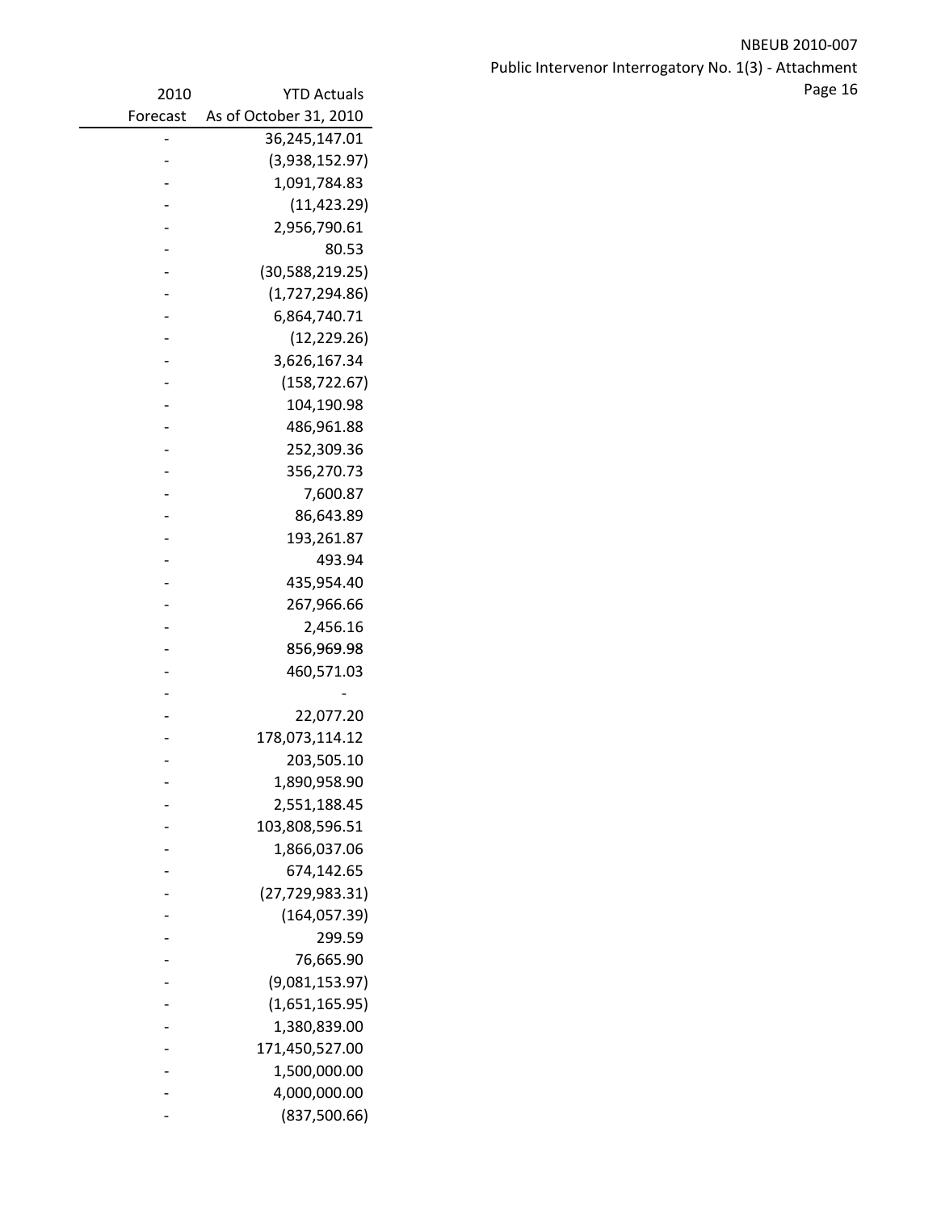| 2010 Forecast | YTD Actuals As of October 31, 2010 |
|---|---|
| - | 36,245,147.01 |
| - | (3,938,152.97) |
| - | 1,091,784.83 |
| - | (11,423.29) |
| - | 2,956,790.61 |
| - | 80.53 |
| - | (30,588,219.25) |
| - | (1,727,294.86) |
| - | 6,864,740.71 |
| - | (12,229.26) |
| - | 3,626,167.34 |
| - | (158,722.67) |
| - | 104,190.98 |
| - | 486,961.88 |
| - | 252,309.36 |
| - | 356,270.73 |
| - | 7,600.87 |
| - | 86,643.89 |
| - | 193,261.87 |
| - | 493.94 |
| - | 435,954.40 |
| - | 267,966.66 |
| - | 2,456.16 |
| - | 856,969.98 |
| - | 460,571.03 |
| - | - |
| - | 22,077.20 |
| - | 178,073,114.12 |
| - | 203,505.10 |
| - | 1,890,958.90 |
| - | 2,551,188.45 |
| - | 103,808,596.51 |
| - | 1,866,037.06 |
| - | 674,142.65 |
| - | (27,729,983.31) |
| - | (164,057.39) |
| - | 299.59 |
| - | 76,665.90 |
| - | (9,081,153.97) |
| - | (1,651,165.95) |
| - | 1,380,839.00 |
| - | 171,450,527.00 |
| - | 1,500,000.00 |
| - | 4,000,000.00 |
| - | (837,500.66) |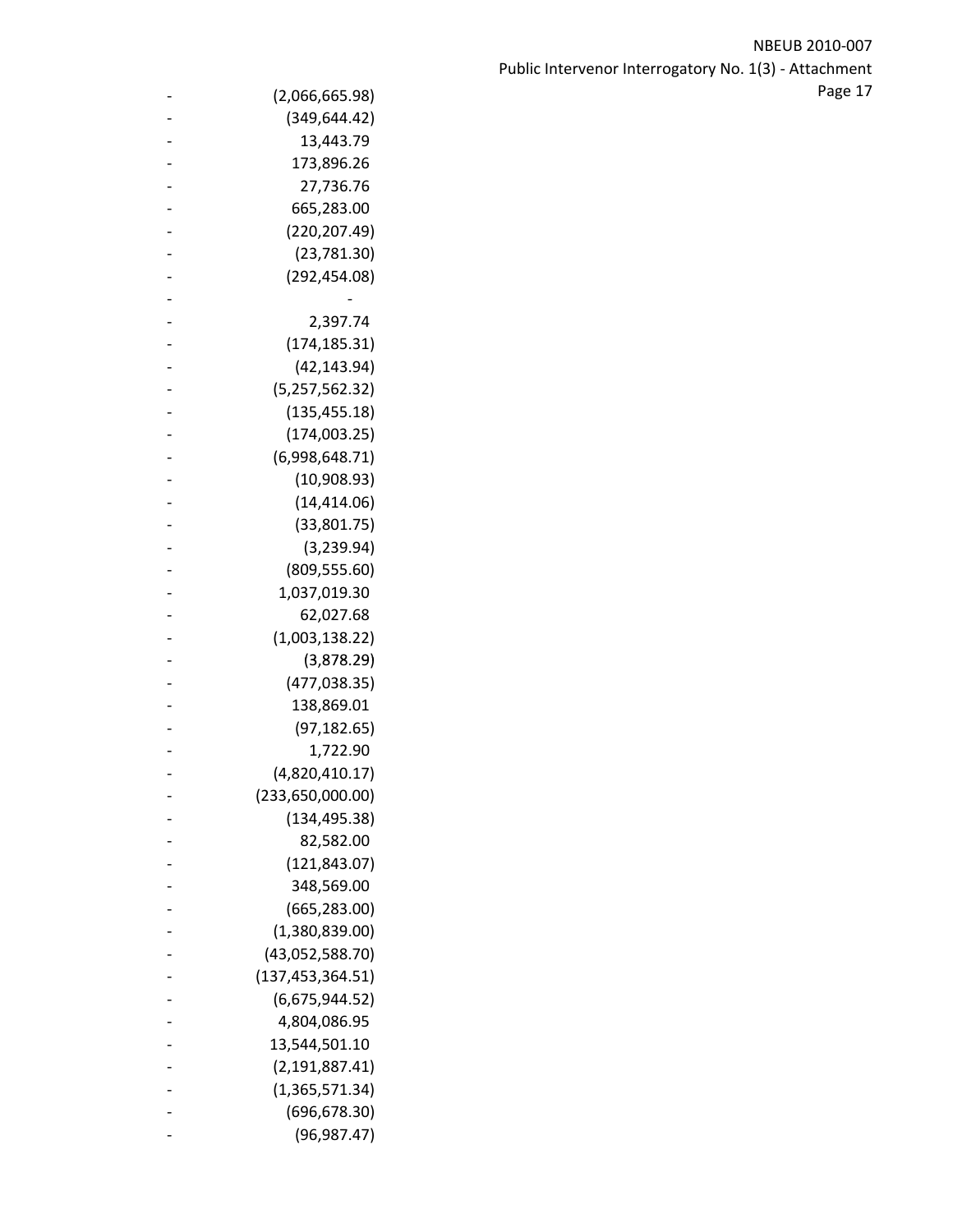| | |
|---|---|
| - | (2,066,665.98) |
| - | (349,644.42) |
| - | 13,443.79 |
| - | 173,896.26 |
| - | 27,736.76 |
| - | 665,283.00 |
| - | (220,207.49) |
| - | (23,781.30) |
| - | (292,454.08) |
| - | - |
| - | 2,397.74 |
| - | (174,185.31) |
| - | (42,143.94) |
| - | (5,257,562.32) |
| - | (135,455.18) |
| - | (174,003.25) |
| - | (6,998,648.71) |
| - | (10,908.93) |
| - | (14,414.06) |
| - | (33,801.75) |
| - | (3,239.94) |
| - | (809,555.60) |
| - | 1,037,019.30 |
| - | 62,027.68 |
| - | (1,003,138.22) |
| - | (3,878.29) |
| - | (477,038.35) |
| - | 138,869.01 |
| - | (97,182.65) |
| - | 1,722.90 |
| - | (4,820,410.17) |
| - | (233,650,000.00) |
| - | (134,495.38) |
| - | 82,582.00 |
| - | (121,843.07) |
| - | 348,569.00 |
| - | (665,283.00) |
| - | (1,380,839.00) |
| - | (43,052,588.70) |
| - | (137,453,364.51) |
| - | (6,675,944.52) |
| - | 4,804,086.95 |
| - | 13,544,501.10 |
| - | (2,191,887.41) |
| - | (1,365,571.34) |
| - | (696,678.30) |
| - | (96,987.47) |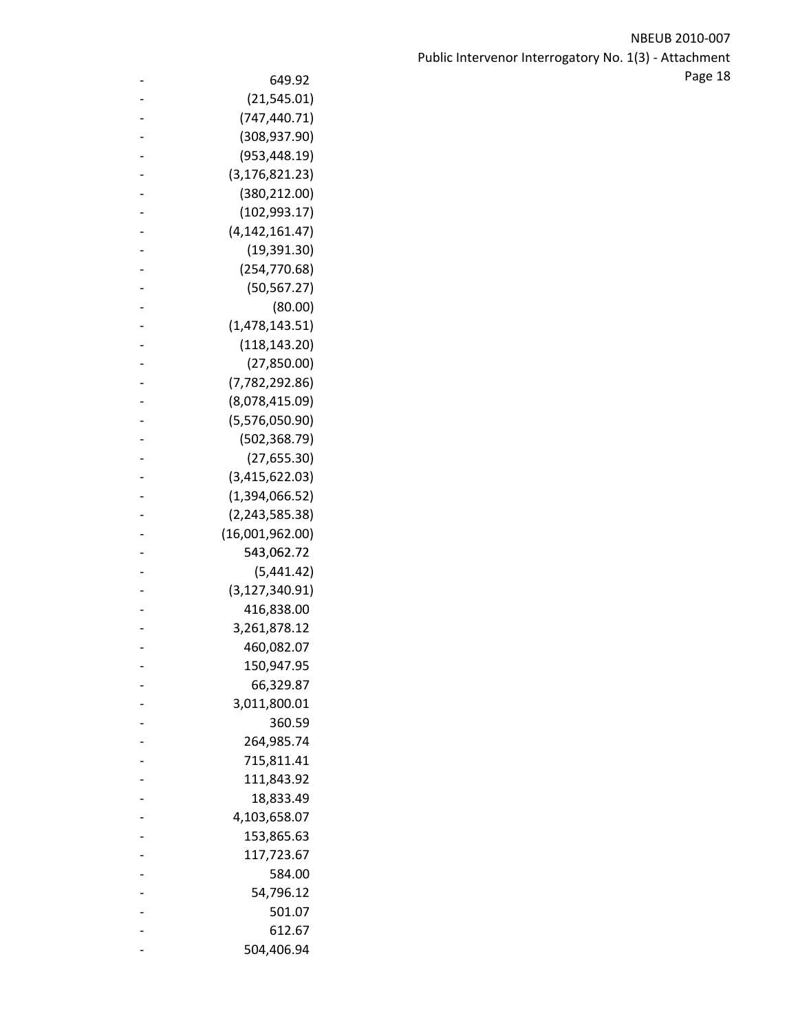| | |
|---|---|
| - | 649.92 |
| - | (21,545.01) |
| - | (747,440.71) |
| - | (308,937.90) |
| - | (953,448.19) |
| - | (3,176,821.23) |
| - | (380,212.00) |
| - | (102,993.17) |
| - | (4,142,161.47) |
| - | (19,391.30) |
| - | (254,770.68) |
| - | (50,567.27) |
| - | (80.00) |
| - | (1,478,143.51) |
| - | (118,143.20) |
| - | (27,850.00) |
| - | (7,782,292.86) |
| - | (8,078,415.09) |
| - | (5,576,050.90) |
| - | (502,368.79) |
| - | (27,655.30) |
| - | (3,415,622.03) |
| - | (1,394,066.52) |
| - | (2,243,585.38) |
| - | (16,001,962.00) |
| - | 543,062.72 |
| - | (5,441.42) |
| - | (3,127,340.91) |
| - | 416,838.00 |
| - | 3,261,878.12 |
| - | 460,082.07 |
| - | 150,947.95 |
| - | 66,329.87 |
| - | 3,011,800.01 |
| - | 360.59 |
| - | 264,985.74 |
| - | 715,811.41 |
| - | 111,843.92 |
| - | 18,833.49 |
| - | 4,103,658.07 |
| - | 153,865.63 |
| - | 117,723.67 |
| - | 584.00 |
| - | 54,796.12 |
| - | 501.07 |
| - | 612.67 |
| - | 504,406.94 |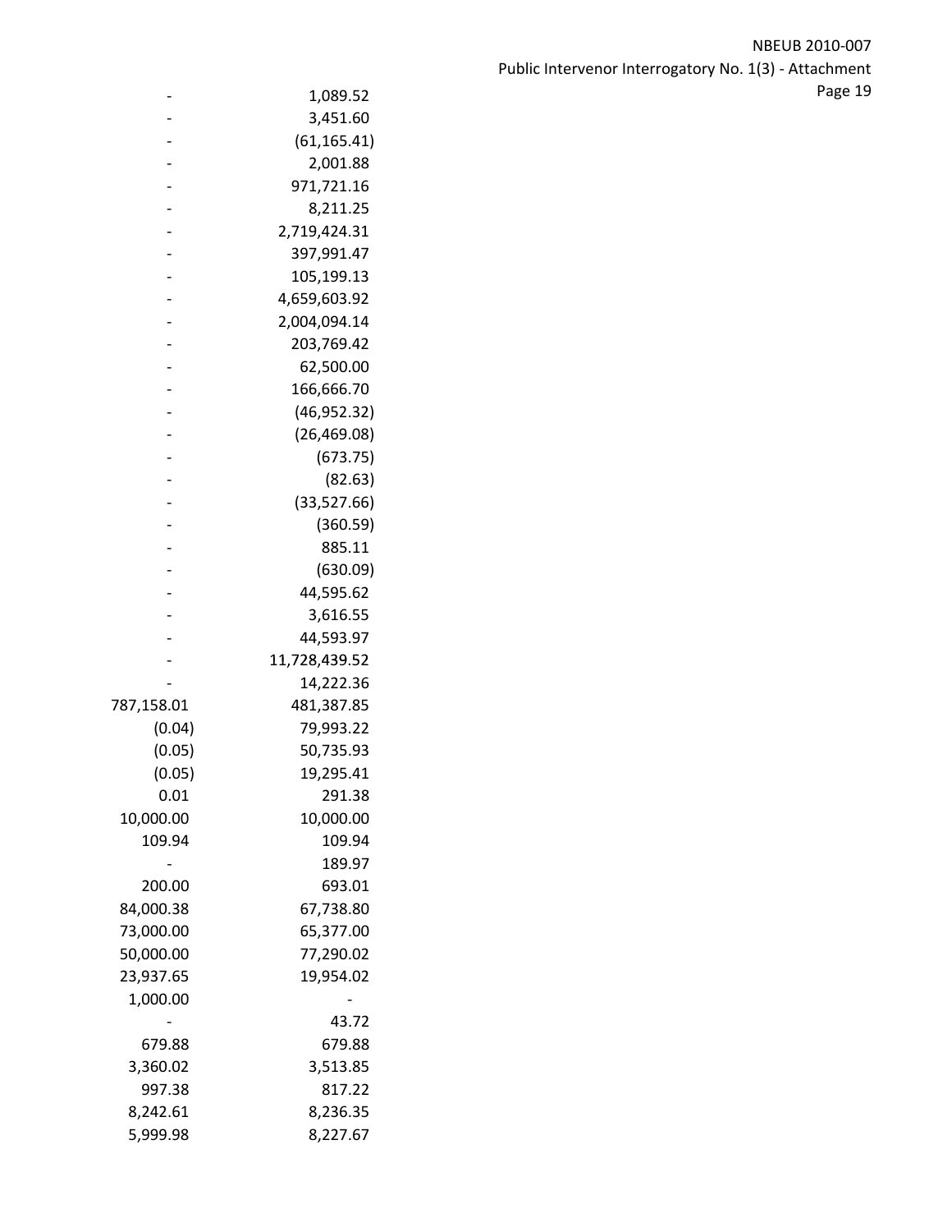| | |
|---|---|
| - | 1,089.52 |
| - | 3,451.60 |
| - | (61,165.41) |
| - | 2,001.88 |
| - | 971,721.16 |
| - | 8,211.25 |
| - | 2,719,424.31 |
| - | 397,991.47 |
| - | 105,199.13 |
| - | 4,659,603.92 |
| - | 2,004,094.14 |
| - | 203,769.42 |
| - | 62,500.00 |
| - | 166,666.70 |
| - | (46,952.32) |
| - | (26,469.08) |
| - | (673.75) |
| - | (82.63) |
| - | (33,527.66) |
| - | (360.59) |
| - | 885.11 |
| - | (630.09) |
| - | 44,595.62 |
| - | 3,616.55 |
| - | 44,593.97 |
| - | 11,728,439.52 |
| - | 14,222.36 |
| 787,158.01 | 481,387.85 |
| (0.04) | 79,993.22 |
| (0.05) | 50,735.93 |
| (0.05) | 19,295.41 |
| 0.01 | 291.38 |
| 10,000.00 | 10,000.00 |
| 109.94 | 109.94 |
| - | 189.97 |
| 200.00 | 693.01 |
| 84,000.38 | 67,738.80 |
| 73,000.00 | 65,377.00 |
| 50,000.00 | 77,290.02 |
| 23,937.65 | 19,954.02 |
| 1,000.00 | - |
| - | 43.72 |
| 679.88 | 679.88 |
| 3,360.02 | 3,513.85 |
| 997.38 | 817.22 |
| 8,242.61 | 8,236.35 |
| 5,999.98 | 8,227.67 |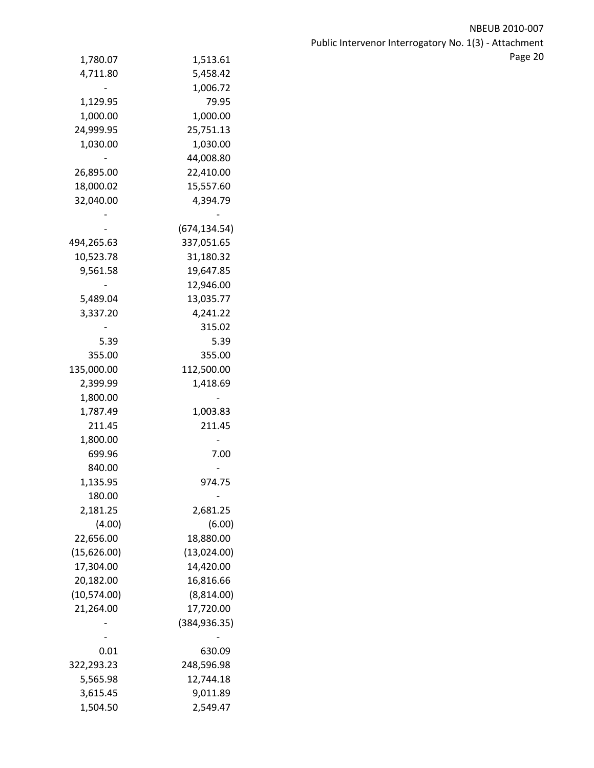| | |
|---|---|
| 1,780.07 | 1,513.61 |
| 4,711.80 | 5,458.42 |
| - | 1,006.72 |
| 1,129.95 | 79.95 |
| 1,000.00 | 1,000.00 |
| 24,999.95 | 25,751.13 |
| 1,030.00 | 1,030.00 |
| - | 44,008.80 |
| 26,895.00 | 22,410.00 |
| 18,000.02 | 15,557.60 |
| 32,040.00 | 4,394.79 |
| - | - |
| - | (674,134.54) |
| 494,265.63 | 337,051.65 |
| 10,523.78 | 31,180.32 |
| 9,561.58 | 19,647.85 |
| - | 12,946.00 |
| 5,489.04 | 13,035.77 |
| 3,337.20 | 4,241.22 |
| - | 315.02 |
| 5.39 | 5.39 |
| 355.00 | 355.00 |
| 135,000.00 | 112,500.00 |
| 2,399.99 | 1,418.69 |
| 1,800.00 | - |
| 1,787.49 | 1,003.83 |
| 211.45 | 211.45 |
| 1,800.00 | - |
| 699.96 | 7.00 |
| 840.00 | - |
| 1,135.95 | 974.75 |
| 180.00 | - |
| 2,181.25 | 2,681.25 |
| (4.00) | (6.00) |
| 22,656.00 | 18,880.00 |
| (15,626.00) | (13,024.00) |
| 17,304.00 | 14,420.00 |
| 20,182.00 | 16,816.66 |
| (10,574.00) | (8,814.00) |
| 21,264.00 | 17,720.00 |
| - | (384,936.35) |
| - | - |
| 0.01 | 630.09 |
| 322,293.23 | 248,596.98 |
| 5,565.98 | 12,744.18 |
| 3,615.45 | 9,011.89 |
| 1,504.50 | 2,549.47 |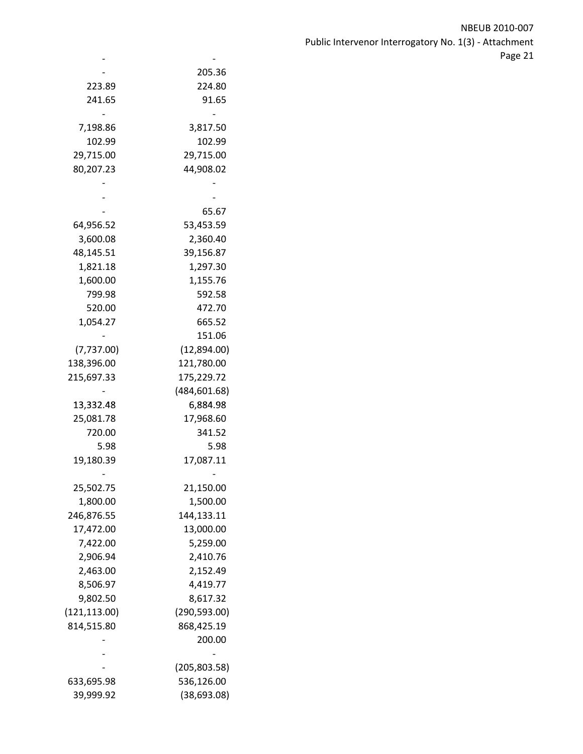| | |
|---|---|
| - | - |
| - | 205.36 |
| 223.89 | 224.80 |
| 241.65 | 91.65 |
| - | - |
| 7,198.86 | 3,817.50 |
| 102.99 | 102.99 |
| 29,715.00 | 29,715.00 |
| 80,207.23 | 44,908.02 |
| - | - |
| - | - |
| - | 65.67 |
| 64,956.52 | 53,453.59 |
| 3,600.08 | 2,360.40 |
| 48,145.51 | 39,156.87 |
| 1,821.18 | 1,297.30 |
| 1,600.00 | 1,155.76 |
| 799.98 | 592.58 |
| 520.00 | 472.70 |
| 1,054.27 | 665.52 |
| - | 151.06 |
| (7,737.00) | (12,894.00) |
| 138,396.00 | 121,780.00 |
| 215,697.33 | 175,229.72 |
| - | (484,601.68) |
| 13,332.48 | 6,884.98 |
| 25,081.78 | 17,968.60 |
| 720.00 | 341.52 |
| 5.98 | 5.98 |
| 19,180.39 | 17,087.11 |
| - | - |
| 25,502.75 | 21,150.00 |
| 1,800.00 | 1,500.00 |
| 246,876.55 | 144,133.11 |
| 17,472.00 | 13,000.00 |
| 7,422.00 | 5,259.00 |
| 2,906.94 | 2,410.76 |
| 2,463.00 | 2,152.49 |
| 8,506.97 | 4,419.77 |
| 9,802.50 | 8,617.32 |
| (121,113.00) | (290,593.00) |
| 814,515.80 | 868,425.19 |
| - | 200.00 |
| - | - |
| - | (205,803.58) |
| 633,695.98 | 536,126.00 |
| 39,999.92 | (38,693.08) |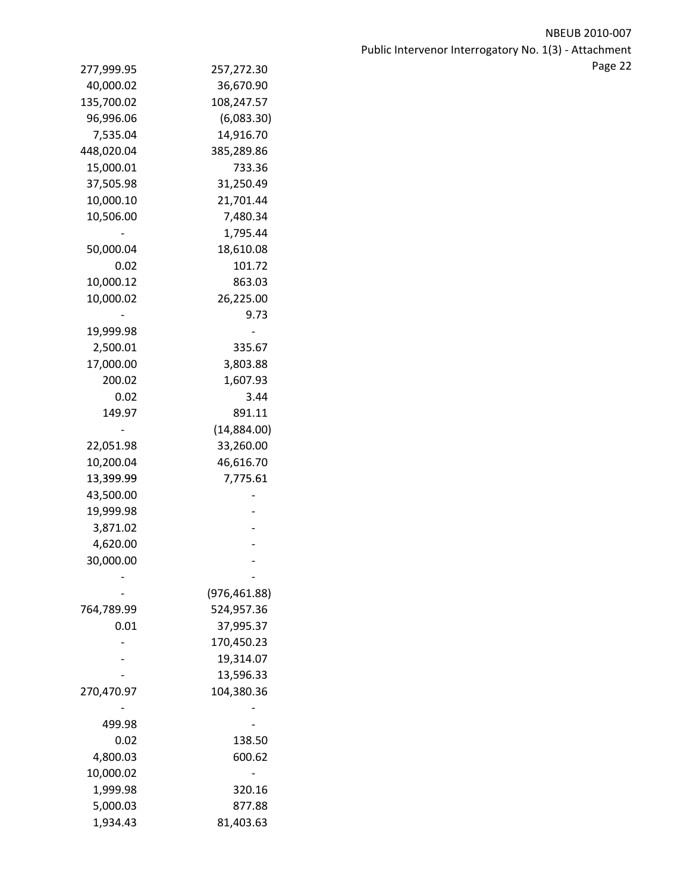| | |
|---|---|
| 277,999.95 | 257,272.30 |
| 40,000.02 | 36,670.90 |
| 135,700.02 | 108,247.57 |
| 96,996.06 | (6,083.30) |
| 7,535.04 | 14,916.70 |
| 448,020.04 | 385,289.86 |
| 15,000.01 | 733.36 |
| 37,505.98 | 31,250.49 |
| 10,000.10 | 21,701.44 |
| 10,506.00 | 7,480.34 |
| - | 1,795.44 |
| 50,000.04 | 18,610.08 |
| 0.02 | 101.72 |
| 10,000.12 | 863.03 |
| 10,000.02 | 26,225.00 |
| - | 9.73 |
| 19,999.98 | - |
| 2,500.01 | 335.67 |
| 17,000.00 | 3,803.88 |
| 200.02 | 1,607.93 |
| 0.02 | 3.44 |
| 149.97 | 891.11 |
| - | (14,884.00) |
| 22,051.98 | 33,260.00 |
| 10,200.04 | 46,616.70 |
| 13,399.99 | 7,775.61 |
| 43,500.00 | - |
| 19,999.98 | - |
| 3,871.02 | - |
| 4,620.00 | - |
| 30,000.00 | - |
| - | - |
| - | (976,461.88) |
| 764,789.99 | 524,957.36 |
| 0.01 | 37,995.37 |
| - | 170,450.23 |
| - | 19,314.07 |
| - | 13,596.33 |
| 270,470.97 | 104,380.36 |
| - | - |
| 499.98 | - |
| 0.02 | 138.50 |
| 4,800.03 | 600.62 |
| 10,000.02 | - |
| 1,999.98 | 320.16 |
| 5,000.03 | 877.88 |
| 1,934.43 | 81,403.63 |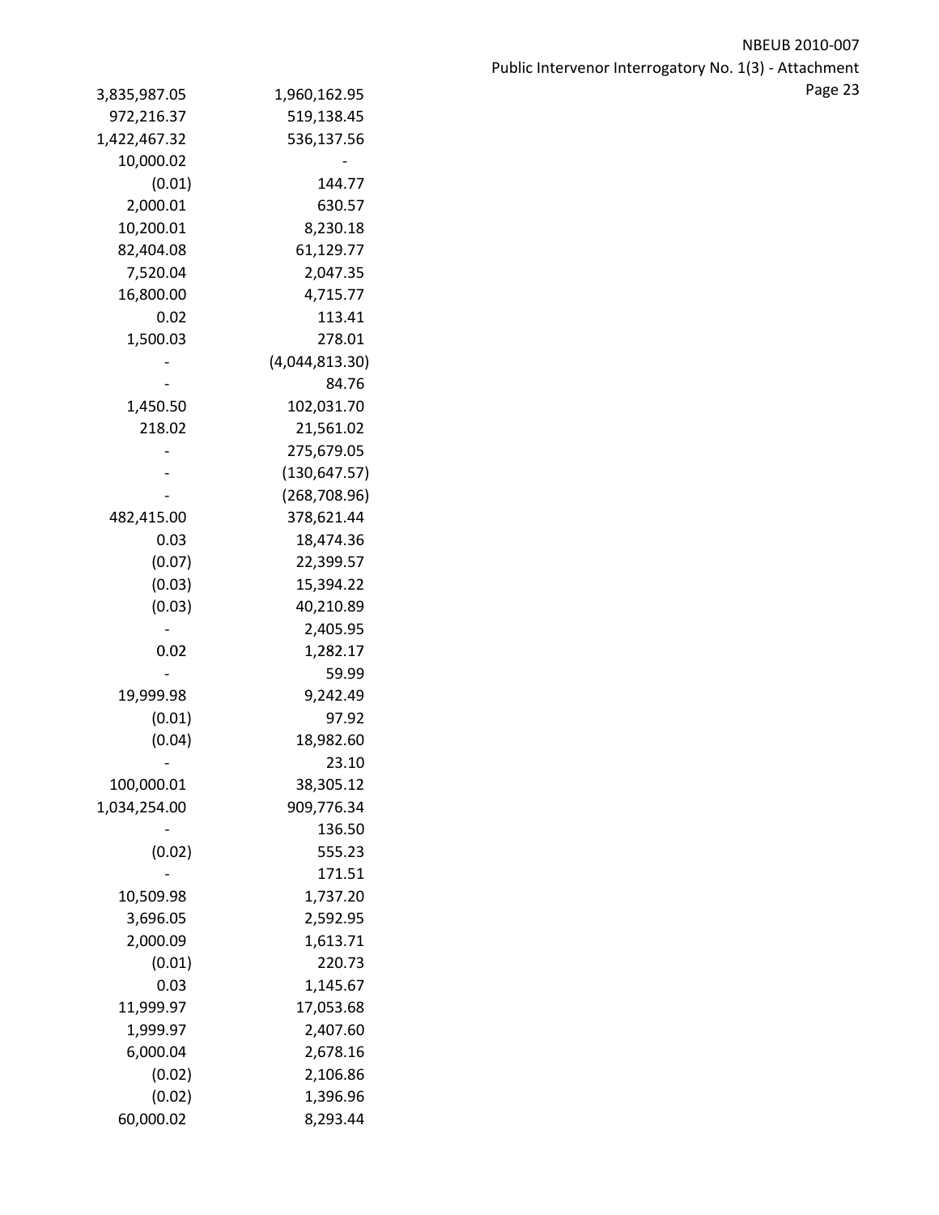| | |
|---|---|
| 3,835,987.05 | 1,960,162.95 |
| 972,216.37 | 519,138.45 |
| 1,422,467.32 | 536,137.56 |
| 10,000.02 | - |
| (0.01) | 144.77 |
| 2,000.01 | 630.57 |
| 10,200.01 | 8,230.18 |
| 82,404.08 | 61,129.77 |
| 7,520.04 | 2,047.35 |
| 16,800.00 | 4,715.77 |
| 0.02 | 113.41 |
| 1,500.03 | 278.01 |
| - | (4,044,813.30) |
| - | 84.76 |
| 1,450.50 | 102,031.70 |
| 218.02 | 21,561.02 |
| - | 275,679.05 |
| - | (130,647.57) |
| - | (268,708.96) |
| 482,415.00 | 378,621.44 |
| 0.03 | 18,474.36 |
| (0.07) | 22,399.57 |
| (0.03) | 15,394.22 |
| (0.03) | 40,210.89 |
| - | 2,405.95 |
| 0.02 | 1,282.17 |
| - | 59.99 |
| 19,999.98 | 9,242.49 |
| (0.01) | 97.92 |
| (0.04) | 18,982.60 |
| - | 23.10 |
| 100,000.01 | 38,305.12 |
| 1,034,254.00 | 909,776.34 |
| - | 136.50 |
| (0.02) | 555.23 |
| - | 171.51 |
| 10,509.98 | 1,737.20 |
| 3,696.05 | 2,592.95 |
| 2,000.09 | 1,613.71 |
| (0.01) | 220.73 |
| 0.03 | 1,145.67 |
| 11,999.97 | 17,053.68 |
| 1,999.97 | 2,407.60 |
| 6,000.04 | 2,678.16 |
| (0.02) | 2,106.86 |
| (0.02) | 1,396.96 |
| 60,000.02 | 8,293.44 |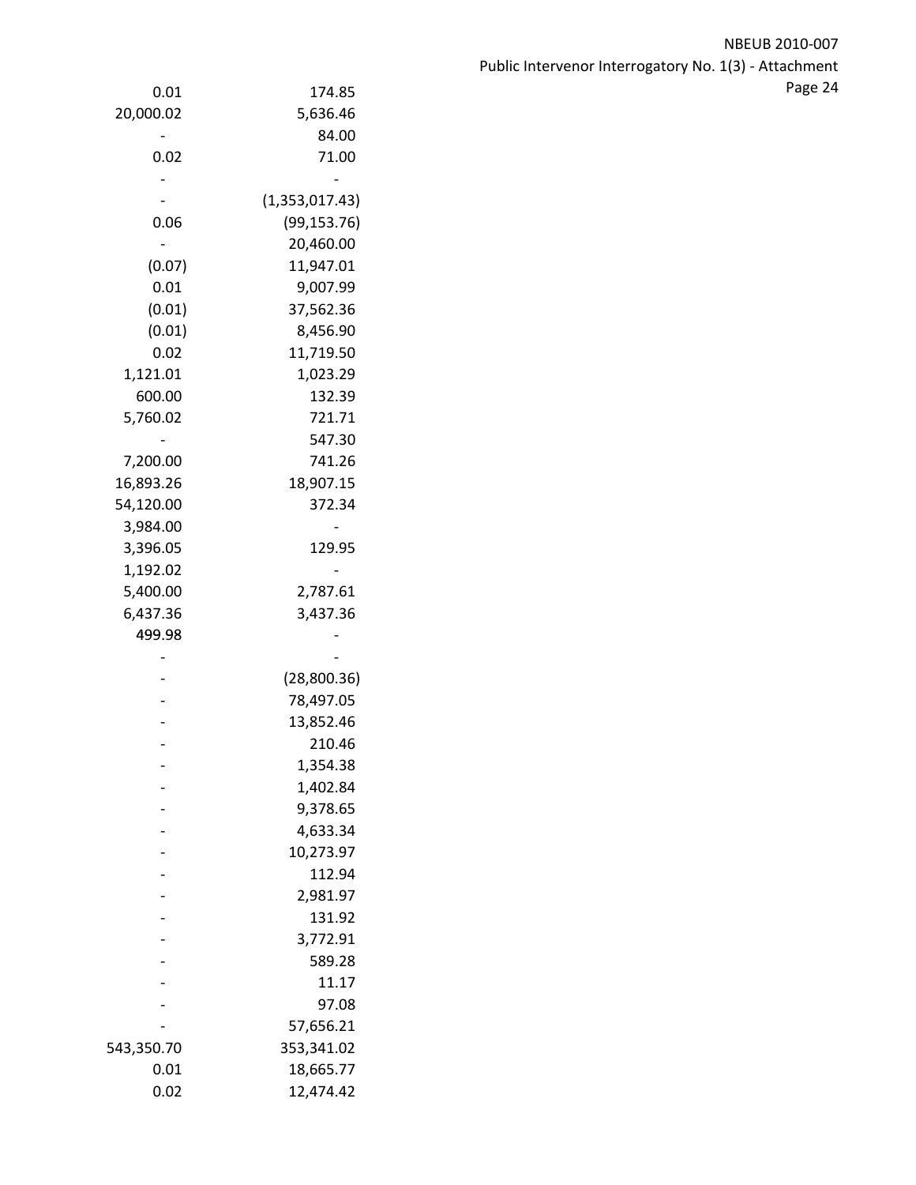| | |
|---|---|
| 0.01 | 174.85 |
| 20,000.02 | 5,636.46 |
| - | 84.00 |
| 0.02 | 71.00 |
| - | - |
| - | (1,353,017.43) |
| 0.06 | (99,153.76) |
| - | 20,460.00 |
| (0.07) | 11,947.01 |
| 0.01 | 9,007.99 |
| (0.01) | 37,562.36 |
| (0.01) | 8,456.90 |
| 0.02 | 11,719.50 |
| 1,121.01 | 1,023.29 |
| 600.00 | 132.39 |
| 5,760.02 | 721.71 |
| - | 547.30 |
| 7,200.00 | 741.26 |
| 16,893.26 | 18,907.15 |
| 54,120.00 | 372.34 |
| 3,984.00 | - |
| 3,396.05 | 129.95 |
| 1,192.02 | - |
| 5,400.00 | 2,787.61 |
| 6,437.36 | 3,437.36 |
| 499.98 | - |
| - | - |
| - | (28,800.36) |
| - | 78,497.05 |
| - | 13,852.46 |
| - | 210.46 |
| - | 1,354.38 |
| - | 1,402.84 |
| - | 9,378.65 |
| - | 4,633.34 |
| - | 10,273.97 |
| - | 112.94 |
| - | 2,981.97 |
| - | 131.92 |
| - | 3,772.91 |
| - | 589.28 |
| - | 11.17 |
| - | 97.08 |
| - | 57,656.21 |
| 543,350.70 | 353,341.02 |
| 0.01 | 18,665.77 |
| 0.02 | 12,474.42 |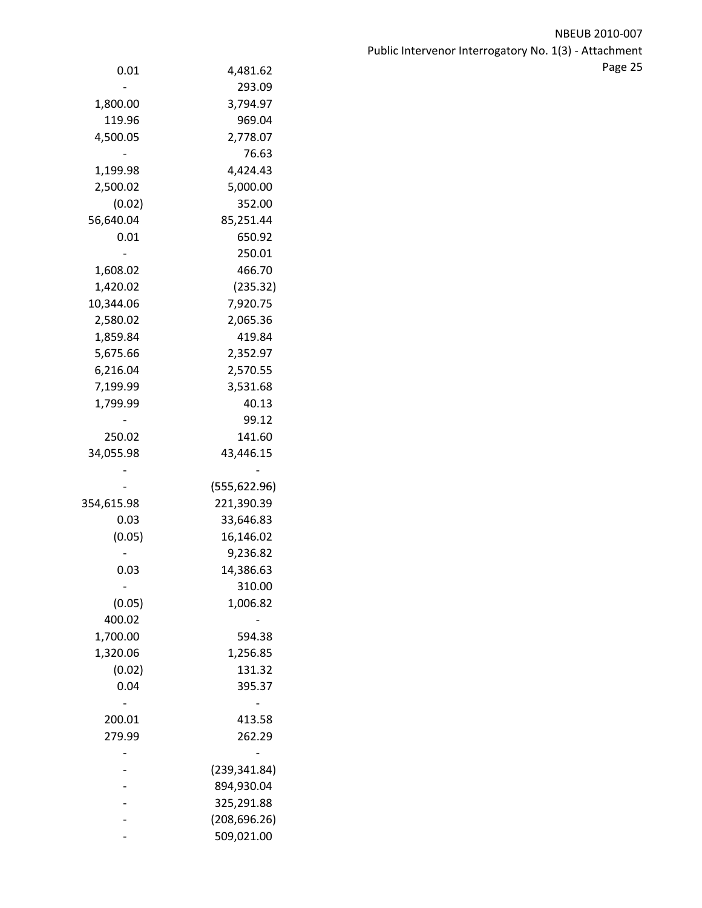| | |
|---|---|
| 0.01 | 4,481.62 |
| - | 293.09 |
| 1,800.00 | 3,794.97 |
| 119.96 | 969.04 |
| 4,500.05 | 2,778.07 |
| - | 76.63 |
| 1,199.98 | 4,424.43 |
| 2,500.02 | 5,000.00 |
| (0.02) | 352.00 |
| 56,640.04 | 85,251.44 |
| 0.01 | 650.92 |
| - | 250.01 |
| 1,608.02 | 466.70 |
| 1,420.02 | (235.32) |
| 10,344.06 | 7,920.75 |
| 2,580.02 | 2,065.36 |
| 1,859.84 | 419.84 |
| 5,675.66 | 2,352.97 |
| 6,216.04 | 2,570.55 |
| 7,199.99 | 3,531.68 |
| 1,799.99 | 40.13 |
| - | 99.12 |
| 250.02 | 141.60 |
| 34,055.98 | 43,446.15 |
| - | - |
| - | (555,622.96) |
| 354,615.98 | 221,390.39 |
| 0.03 | 33,646.83 |
| (0.05) | 16,146.02 |
| - | 9,236.82 |
| 0.03 | 14,386.63 |
| - | 310.00 |
| (0.05) | 1,006.82 |
| 400.02 | - |
| 1,700.00 | 594.38 |
| 1,320.06 | 1,256.85 |
| (0.02) | 131.32 |
| 0.04 | 395.37 |
| - | - |
| 200.01 | 413.58 |
| 279.99 | 262.29 |
| - | - |
| - | (239,341.84) |
| - | 894,930.04 |
| - | 325,291.88 |
| - | (208,696.26) |
| - | 509,021.00 |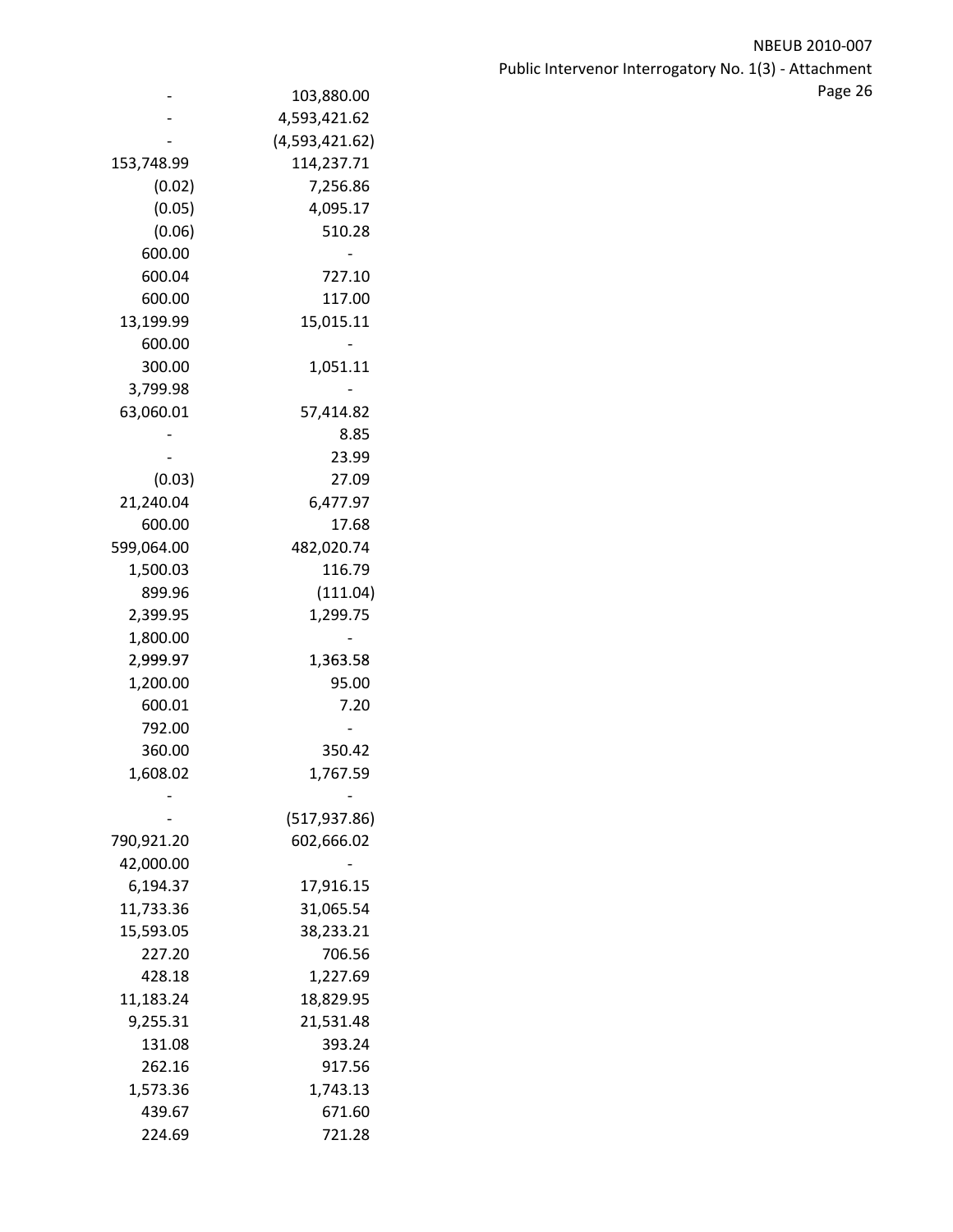| | |
|---|---|
| - | 103,880.00 |
| - | 4,593,421.62 |
| - | (4,593,421.62) |
| 153,748.99 | 114,237.71 |
| (0.02) | 7,256.86 |
| (0.05) | 4,095.17 |
| (0.06) | 510.28 |
| 600.00 | - |
| 600.04 | 727.10 |
| 600.00 | 117.00 |
| 13,199.99 | 15,015.11 |
| 600.00 | - |
| 300.00 | 1,051.11 |
| 3,799.98 | - |
| 63,060.01 | 57,414.82 |
| - | 8.85 |
| - | 23.99 |
| (0.03) | 27.09 |
| 21,240.04 | 6,477.97 |
| 600.00 | 17.68 |
| 599,064.00 | 482,020.74 |
| 1,500.03 | 116.79 |
| 899.96 | (111.04) |
| 2,399.95 | 1,299.75 |
| 1,800.00 | - |
| 2,999.97 | 1,363.58 |
| 1,200.00 | 95.00 |
| 600.01 | 7.20 |
| 792.00 | - |
| 360.00 | 350.42 |
| 1,608.02 | 1,767.59 |
| - | - |
| - | (517,937.86) |
| 790,921.20 | 602,666.02 |
| 42,000.00 | - |
| 6,194.37 | 17,916.15 |
| 11,733.36 | 31,065.54 |
| 15,593.05 | 38,233.21 |
| 227.20 | 706.56 |
| 428.18 | 1,227.69 |
| 11,183.24 | 18,829.95 |
| 9,255.31 | 21,531.48 |
| 131.08 | 393.24 |
| 262.16 | 917.56 |
| 1,573.36 | 1,743.13 |
| 439.67 | 671.60 |
| 224.69 | 721.28 |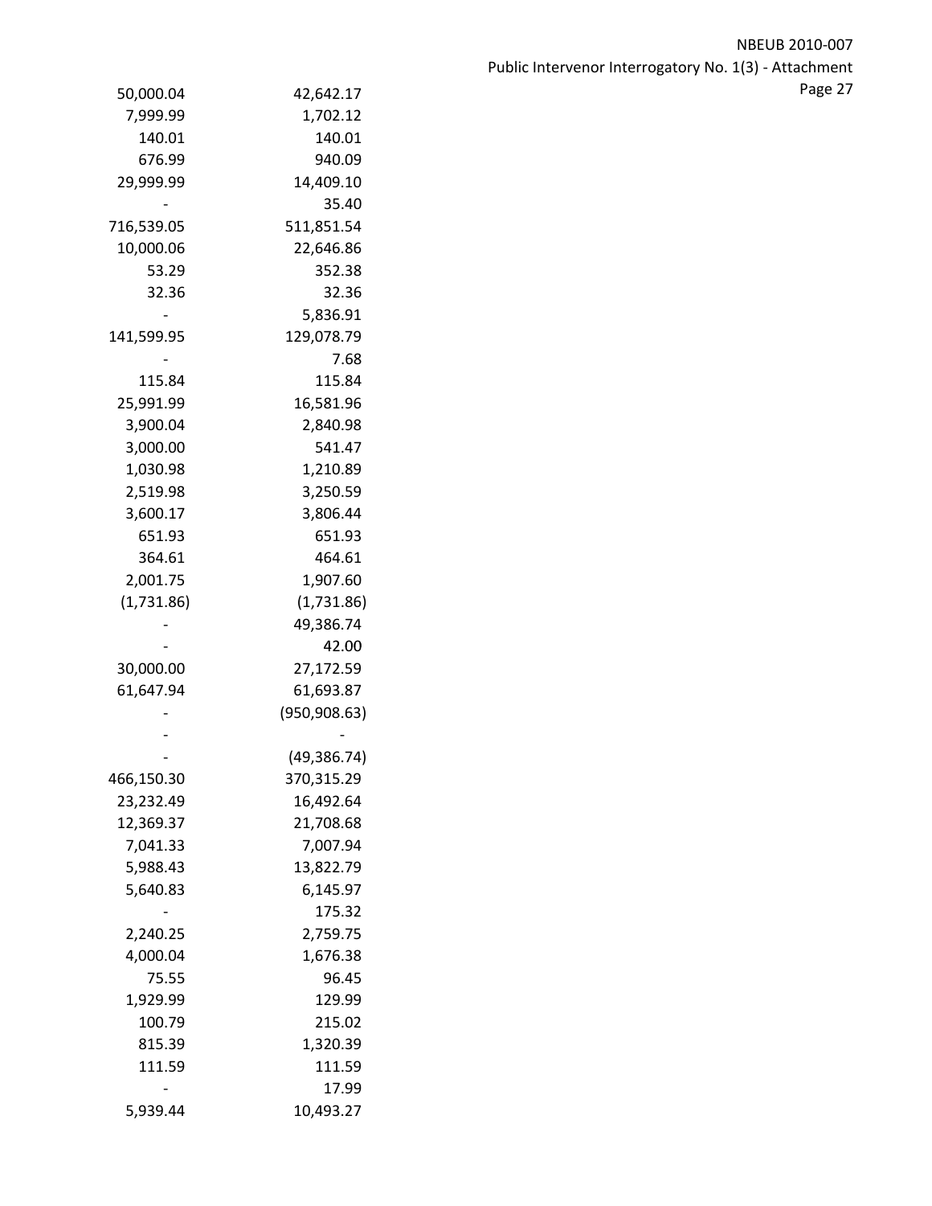| | |
|---|---|
| 50,000.04 | 42,642.17 |
| 7,999.99 | 1,702.12 |
| 140.01 | 140.01 |
| 676.99 | 940.09 |
| 29,999.99 | 14,409.10 |
| - | 35.40 |
| 716,539.05 | 511,851.54 |
| 10,000.06 | 22,646.86 |
| 53.29 | 352.38 |
| 32.36 | 32.36 |
| - | 5,836.91 |
| 141,599.95 | 129,078.79 |
| - | 7.68 |
| 115.84 | 115.84 |
| 25,991.99 | 16,581.96 |
| 3,900.04 | 2,840.98 |
| 3,000.00 | 541.47 |
| 1,030.98 | 1,210.89 |
| 2,519.98 | 3,250.59 |
| 3,600.17 | 3,806.44 |
| 651.93 | 651.93 |
| 364.61 | 464.61 |
| 2,001.75 | 1,907.60 |
| (1,731.86) | (1,731.86) |
| - | 49,386.74 |
| - | 42.00 |
| 30,000.00 | 27,172.59 |
| 61,647.94 | 61,693.87 |
| - | (950,908.63) |
| - | - |
| - | (49,386.74) |
| 466,150.30 | 370,315.29 |
| 23,232.49 | 16,492.64 |
| 12,369.37 | 21,708.68 |
| 7,041.33 | 7,007.94 |
| 5,988.43 | 13,822.79 |
| 5,640.83 | 6,145.97 |
| - | 175.32 |
| 2,240.25 | 2,759.75 |
| 4,000.04 | 1,676.38 |
| 75.55 | 96.45 |
| 1,929.99 | 129.99 |
| 100.79 | 215.02 |
| 815.39 | 1,320.39 |
| 111.59 | 111.59 |
| - | 17.99 |
| 5,939.44 | 10,493.27 |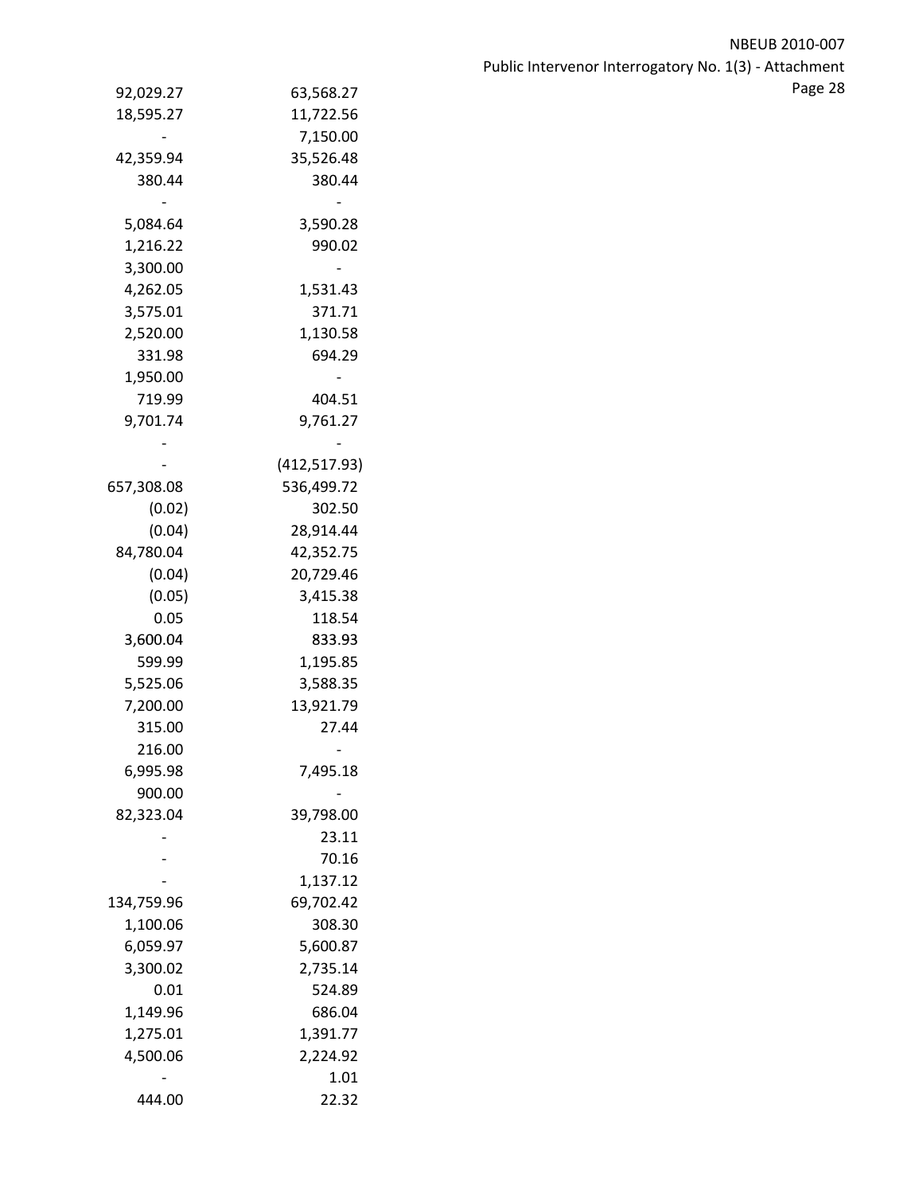| | |
|---|---|
| 92,029.27 | 63,568.27 |
| 18,595.27 | 11,722.56 |
| - | 7,150.00 |
| 42,359.94 | 35,526.48 |
| 380.44 | 380.44 |
| - | - |
| 5,084.64 | 3,590.28 |
| 1,216.22 | 990.02 |
| 3,300.00 | - |
| 4,262.05 | 1,531.43 |
| 3,575.01 | 371.71 |
| 2,520.00 | 1,130.58 |
| 331.98 | 694.29 |
| 1,950.00 | - |
| 719.99 | 404.51 |
| 9,701.74 | 9,761.27 |
| - | - |
| - | (412,517.93) |
| 657,308.08 | 536,499.72 |
| (0.02) | 302.50 |
| (0.04) | 28,914.44 |
| 84,780.04 | 42,352.75 |
| (0.04) | 20,729.46 |
| (0.05) | 3,415.38 |
| 0.05 | 118.54 |
| 3,600.04 | 833.93 |
| 599.99 | 1,195.85 |
| 5,525.06 | 3,588.35 |
| 7,200.00 | 13,921.79 |
| 315.00 | 27.44 |
| 216.00 | - |
| 6,995.98 | 7,495.18 |
| 900.00 | - |
| 82,323.04 | 39,798.00 |
| - | 23.11 |
| - | 70.16 |
| - | 1,137.12 |
| 134,759.96 | 69,702.42 |
| 1,100.06 | 308.30 |
| 6,059.97 | 5,600.87 |
| 3,300.02 | 2,735.14 |
| 0.01 | 524.89 |
| 1,149.96 | 686.04 |
| 1,275.01 | 1,391.77 |
| 4,500.06 | 2,224.92 |
| - | 1.01 |
| 444.00 | 22.32 |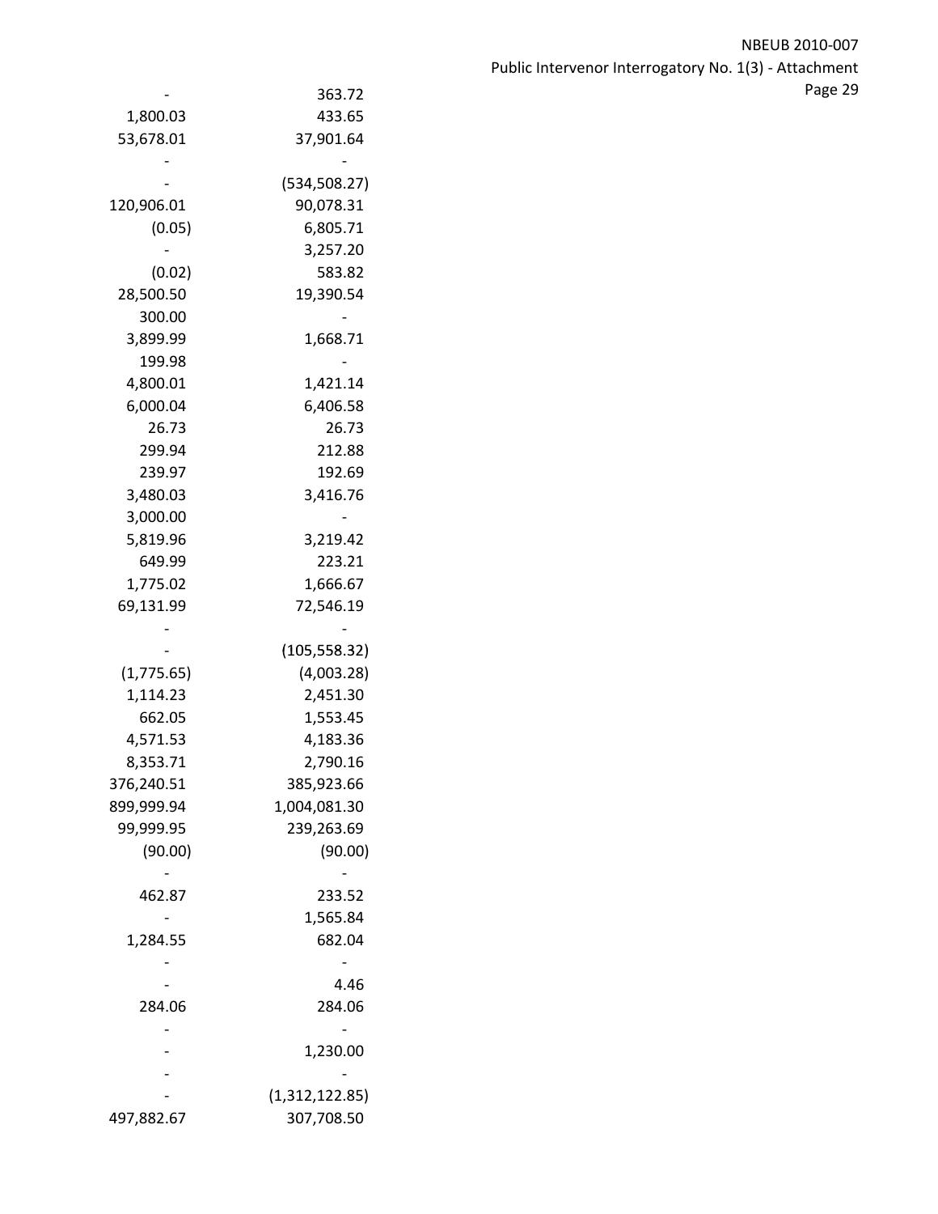| | |
|---|---|
| - | 363.72 |
| 1,800.03 | 433.65 |
| 53,678.01 | 37,901.64 |
| - | - |
| - | (534,508.27) |
| 120,906.01 | 90,078.31 |
| (0.05) | 6,805.71 |
| - | 3,257.20 |
| (0.02) | 583.82 |
| 28,500.50 | 19,390.54 |
| 300.00 | - |
| 3,899.99 | 1,668.71 |
| 199.98 | - |
| 4,800.01 | 1,421.14 |
| 6,000.04 | 6,406.58 |
| 26.73 | 26.73 |
| 299.94 | 212.88 |
| 239.97 | 192.69 |
| 3,480.03 | 3,416.76 |
| 3,000.00 | - |
| 5,819.96 | 3,219.42 |
| 649.99 | 223.21 |
| 1,775.02 | 1,666.67 |
| 69,131.99 | 72,546.19 |
| - | - |
| - | (105,558.32) |
| (1,775.65) | (4,003.28) |
| 1,114.23 | 2,451.30 |
| 662.05 | 1,553.45 |
| 4,571.53 | 4,183.36 |
| 8,353.71 | 2,790.16 |
| 376,240.51 | 385,923.66 |
| 899,999.94 | 1,004,081.30 |
| 99,999.95 | 239,263.69 |
| (90.00) | (90.00) |
| - | - |
| 462.87 | 233.52 |
| - | 1,565.84 |
| 1,284.55 | 682.04 |
| - | - |
| - | 4.46 |
| 284.06 | 284.06 |
| - | - |
| - | 1,230.00 |
| - | - |
| - | (1,312,122.85) |
| 497,882.67 | 307,708.50 |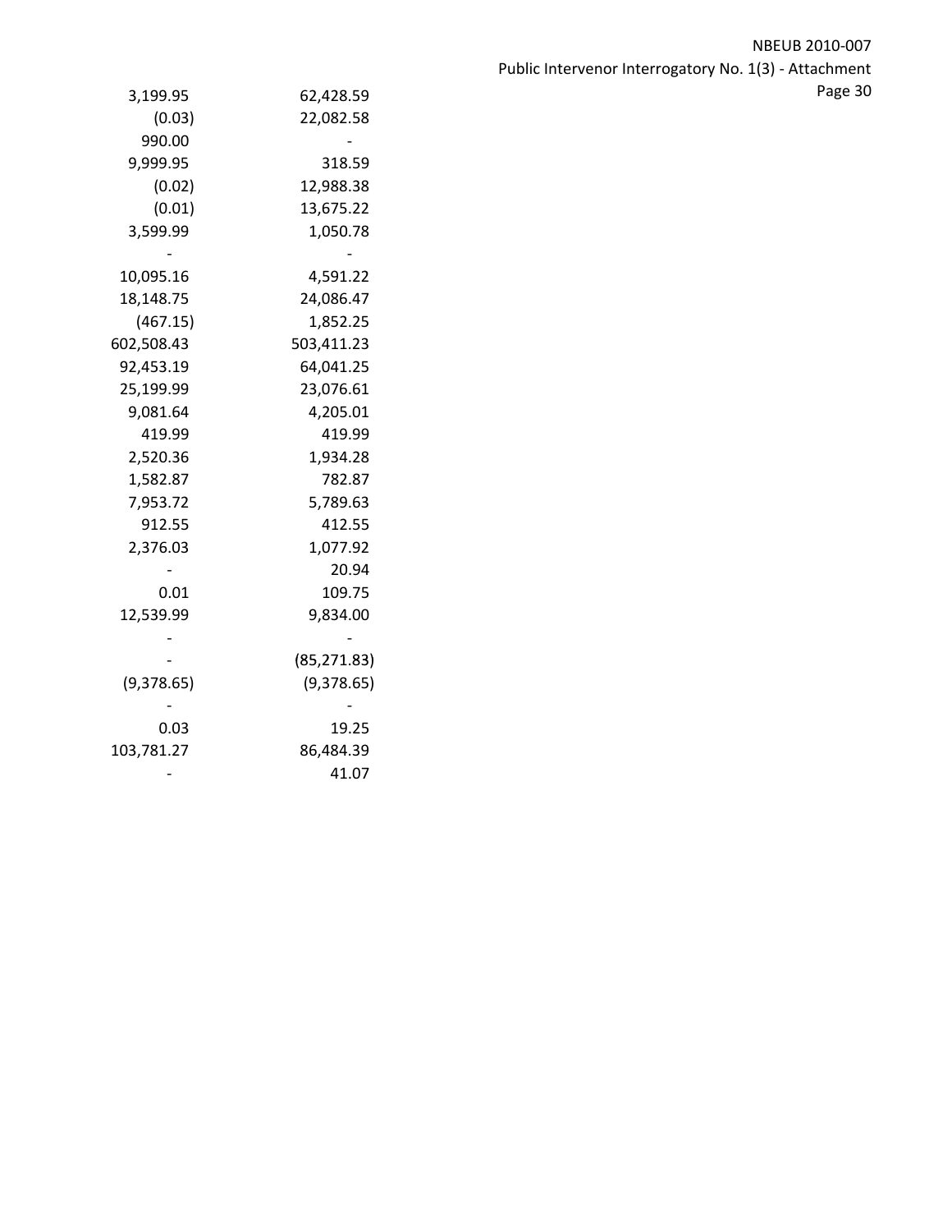| | |
|---|---|
| 3,199.95 | 62,428.59 |
| (0.03) | 22,082.58 |
| 990.00 | - |
| 9,999.95 | 318.59 |
| (0.02) | 12,988.38 |
| (0.01) | 13,675.22 |
| 3,599.99 | 1,050.78 |
| - | - |
| 10,095.16 | 4,591.22 |
| 18,148.75 | 24,086.47 |
| (467.15) | 1,852.25 |
| 602,508.43 | 503,411.23 |
| 92,453.19 | 64,041.25 |
| 25,199.99 | 23,076.61 |
| 9,081.64 | 4,205.01 |
| 419.99 | 419.99 |
| 2,520.36 | 1,934.28 |
| 1,582.87 | 782.87 |
| 7,953.72 | 5,789.63 |
| 912.55 | 412.55 |
| 2,376.03 | 1,077.92 |
| - | 20.94 |
| 0.01 | 109.75 |
| 12,539.99 | 9,834.00 |
| - | - |
| - | (85,271.83) |
| (9,378.65) | (9,378.65) |
| - | - |
| 0.03 | 19.25 |
| 103,781.27 | 86,484.39 |
| - | 41.07 |